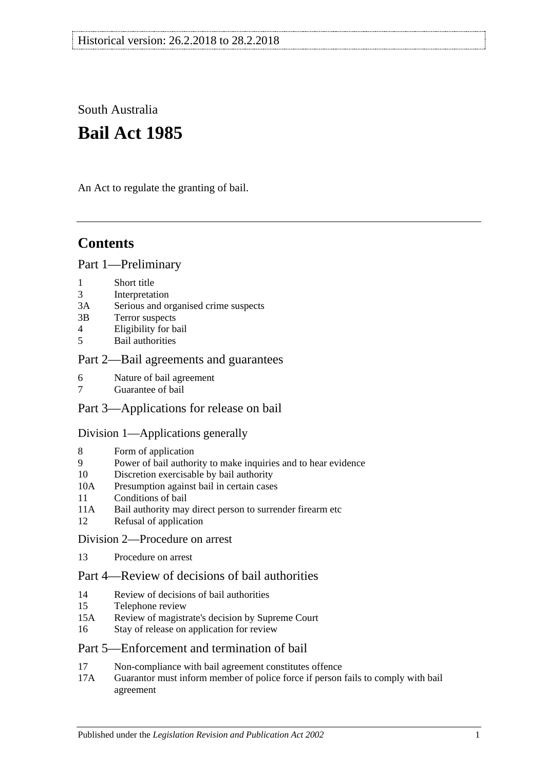Historical version: 26.2.2018 to 28.2.2018

South Australia

# Bail Act 1985

An Act to regulate the granting of bail.

## Contents

### Part 1—Preliminary

1 Short title
3 Interpretation
3A Serious and organised crime suspects
3B Terror suspects
4 Eligibility for bail
5 Bail authorities

### Part 2—Bail agreements and guarantees

6 Nature of bail agreement
7 Guarantee of bail

### Part 3—Applications for release on bail

#### Division 1—Applications generally

8 Form of application
9 Power of bail authority to make inquiries and to hear evidence
10 Discretion exercisable by bail authority
10A Presumption against bail in certain cases
11 Conditions of bail
11A Bail authority may direct person to surrender firearm etc
12 Refusal of application

#### Division 2—Procedure on arrest

13 Procedure on arrest

### Part 4—Review of decisions of bail authorities

14 Review of decisions of bail authorities
15 Telephone review
15A Review of magistrate's decision by Supreme Court
16 Stay of release on application for review

### Part 5—Enforcement and termination of bail

17 Non-compliance with bail agreement constitutes offence
17A Guarantor must inform member of police force if person fails to comply with bail agreement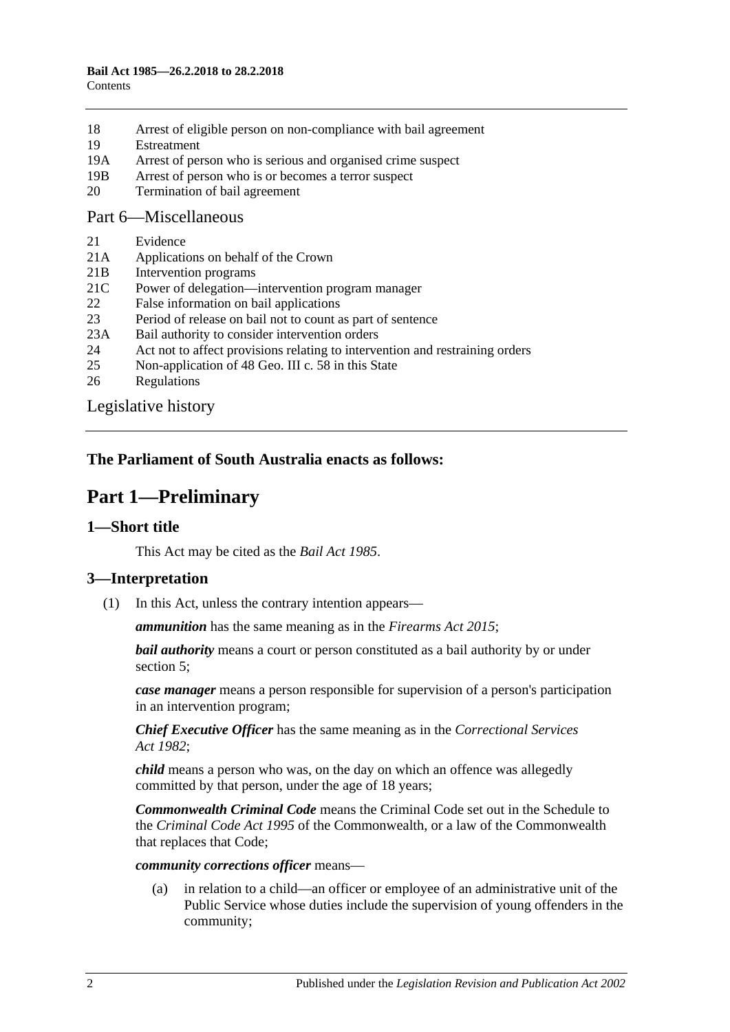18 Arrest of eligible person on non-compliance with bail agreement
19 Estreatment
19A Arrest of person who is serious and organised crime suspect
19B Arrest of person who is or becomes a terror suspect
20 Termination of bail agreement

Part 6—Miscellaneous

21 Evidence
21A Applications on behalf of the Crown
21B Intervention programs
21C Power of delegation—intervention program manager
22 False information on bail applications
23 Period of release on bail not to count as part of sentence
23A Bail authority to consider intervention orders
24 Act not to affect provisions relating to intervention and restraining orders
25 Non-application of 48 Geo. III c. 58 in this State
26 Regulations

Legislative history

**The Parliament of South Australia enacts as follows:**

# Part 1—Preliminary

## 1—Short title

This Act may be cited as the *Bail Act 1985*.

## 3—Interpretation

(1) In this Act, unless the contrary intention appears—

***ammunition*** has the same meaning as in the *Firearms Act 2015*;

***bail authority*** means a court or person constituted as a bail authority by or under section 5;

***case manager*** means a person responsible for supervision of a person's participation in an intervention program;

***Chief Executive Officer*** has the same meaning as in the *Correctional Services Act 1982*;

***child*** means a person who was, on the day on which an offence was allegedly committed by that person, under the age of 18 years;

***Commonwealth Criminal Code*** means the Criminal Code set out in the Schedule to the *Criminal Code Act 1995* of the Commonwealth, or a law of the Commonwealth that replaces that Code;

***community corrections officer*** means—

(a) in relation to a child—an officer or employee of an administrative unit of the Public Service whose duties include the supervision of young offenders in the community;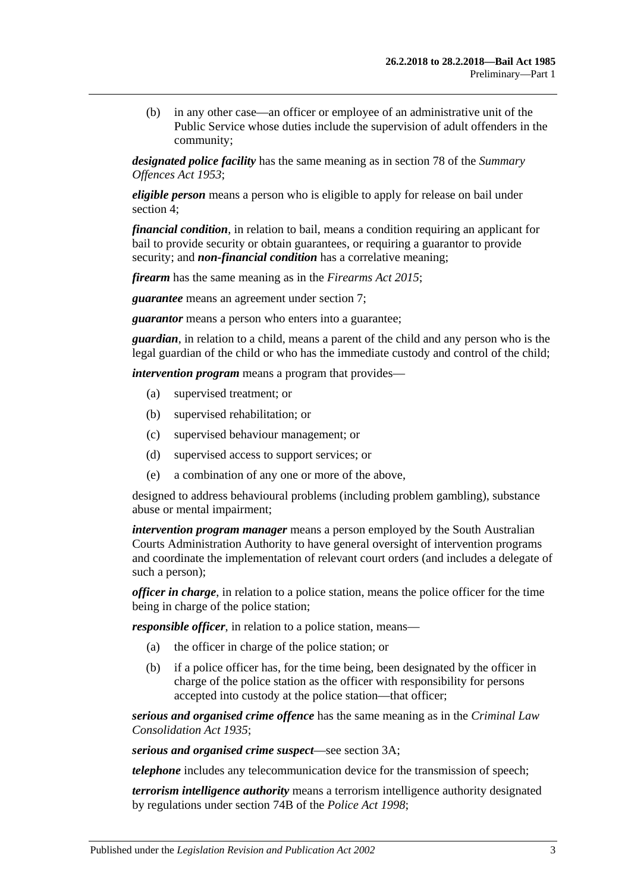(b) in any other case—an officer or employee of an administrative unit of the Public Service whose duties include the supervision of adult offenders in the community;

***designated police facility*** has the same meaning as in section 78 of the *Summary Offences Act 1953*;

***eligible person*** means a person who is eligible to apply for release on bail under section 4;

***financial condition***, in relation to bail, means a condition requiring an applicant for bail to provide security or obtain guarantees, or requiring a guarantor to provide security; and ***non-financial condition*** has a correlative meaning;

***firearm*** has the same meaning as in the *Firearms Act 2015*;

***guarantee*** means an agreement under section 7;

***guarantor*** means a person who enters into a guarantee;

***guardian***, in relation to a child, means a parent of the child and any person who is the legal guardian of the child or who has the immediate custody and control of the child;

***intervention program*** means a program that provides—

(a) supervised treatment; or

(b) supervised rehabilitation; or

(c) supervised behaviour management; or

(d) supervised access to support services; or

(e) a combination of any one or more of the above,

designed to address behavioural problems (including problem gambling), substance abuse or mental impairment;

***intervention program manager*** means a person employed by the South Australian Courts Administration Authority to have general oversight of intervention programs and coordinate the implementation of relevant court orders (and includes a delegate of such a person);

***officer in charge***, in relation to a police station, means the police officer for the time being in charge of the police station;

***responsible officer***, in relation to a police station, means—

(a) the officer in charge of the police station; or

(b) if a police officer has, for the time being, been designated by the officer in charge of the police station as the officer with responsibility for persons accepted into custody at the police station—that officer;

***serious and organised crime offence*** has the same meaning as in the *Criminal Law Consolidation Act 1935*;

***serious and organised crime suspect***—see section 3A;

***telephone*** includes any telecommunication device for the transmission of speech;

***terrorism intelligence authority*** means a terrorism intelligence authority designated by regulations under section 74B of the *Police Act 1998*;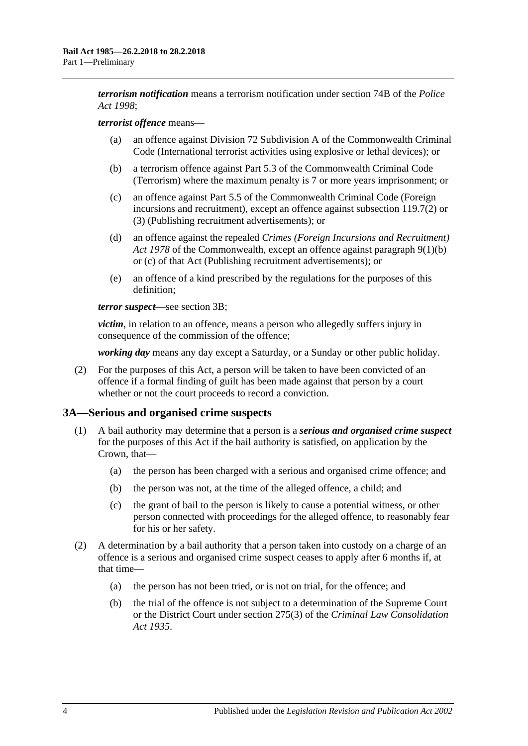***terrorism notification*** means a terrorism notification under section 74B of the *Police Act 1998*;

***terrorist offence*** means—

- (a) an offence against Division 72 Subdivision A of the Commonwealth Criminal Code (International terrorist activities using explosive or lethal devices); or
- (b) a terrorism offence against Part 5.3 of the Commonwealth Criminal Code (Terrorism) where the maximum penalty is 7 or more years imprisonment; or
- (c) an offence against Part 5.5 of the Commonwealth Criminal Code (Foreign incursions and recruitment), except an offence against subsection 119.7(2) or (3) (Publishing recruitment advertisements); or
- (d) an offence against the repealed *Crimes (Foreign Incursions and Recruitment) Act 1978* of the Commonwealth, except an offence against paragraph 9(1)(b) or (c) of that Act (Publishing recruitment advertisements); or
- (e) an offence of a kind prescribed by the regulations for the purposes of this definition;

***terror suspect***—see section 3B;

***victim***, in relation to an offence, means a person who allegedly suffers injury in consequence of the commission of the offence;

***working day*** means any day except a Saturday, or a Sunday or other public holiday.

(2) For the purposes of this Act, a person will be taken to have been convicted of an offence if a formal finding of guilt has been made against that person by a court whether or not the court proceeds to record a conviction.

## 3A—Serious and organised crime suspects

(1) A bail authority may determine that a person is a ***serious and organised crime suspect*** for the purposes of this Act if the bail authority is satisfied, on application by the Crown, that—

- (a) the person has been charged with a serious and organised crime offence; and
- (b) the person was not, at the time of the alleged offence, a child; and
- (c) the grant of bail to the person is likely to cause a potential witness, or other person connected with proceedings for the alleged offence, to reasonably fear for his or her safety.

(2) A determination by a bail authority that a person taken into custody on a charge of an offence is a serious and organised crime suspect ceases to apply after 6 months if, at that time—

- (a) the person has not been tried, or is not on trial, for the offence; and
- (b) the trial of the offence is not subject to a determination of the Supreme Court or the District Court under section 275(3) of the *Criminal Law Consolidation Act 1935*.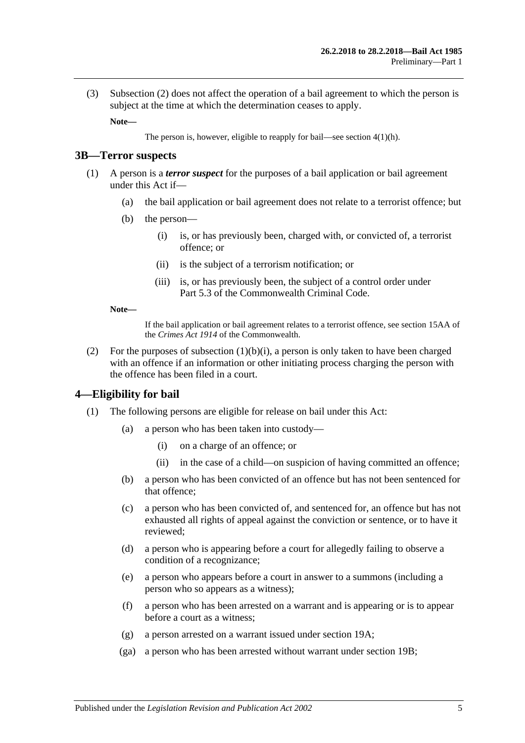(3) Subsection (2) does not affect the operation of a bail agreement to which the person is subject at the time at which the determination ceases to apply.

**Note—**

The person is, however, eligible to reapply for bail—see section 4(1)(h).

## 3B—Terror suspects

(1) A person is a ***terror suspect*** for the purposes of a bail application or bail agreement under this Act if—

(a) the bail application or bail agreement does not relate to a terrorist offence; but

(b) the person—

(i) is, or has previously been, charged with, or convicted of, a terrorist offence; or

(ii) is the subject of a terrorism notification; or

(iii) is, or has previously been, the subject of a control order under Part 5.3 of the Commonwealth Criminal Code.

**Note—**

If the bail application or bail agreement relates to a terrorist offence, see section 15AA of the *Crimes Act 1914* of the Commonwealth.

(2) For the purposes of subsection (1)(b)(i), a person is only taken to have been charged with an offence if an information or other initiating process charging the person with the offence has been filed in a court.

## 4—Eligibility for bail

(1) The following persons are eligible for release on bail under this Act:

(a) a person who has been taken into custody—

(i) on a charge of an offence; or

(ii) in the case of a child—on suspicion of having committed an offence;

(b) a person who has been convicted of an offence but has not been sentenced for that offence;

(c) a person who has been convicted of, and sentenced for, an offence but has not exhausted all rights of appeal against the conviction or sentence, or to have it reviewed;

(d) a person who is appearing before a court for allegedly failing to observe a condition of a recognizance;

(e) a person who appears before a court in answer to a summons (including a person who so appears as a witness);

(f) a person who has been arrested on a warrant and is appearing or is to appear before a court as a witness;

(g) a person arrested on a warrant issued under section 19A;

(ga) a person who has been arrested without warrant under section 19B;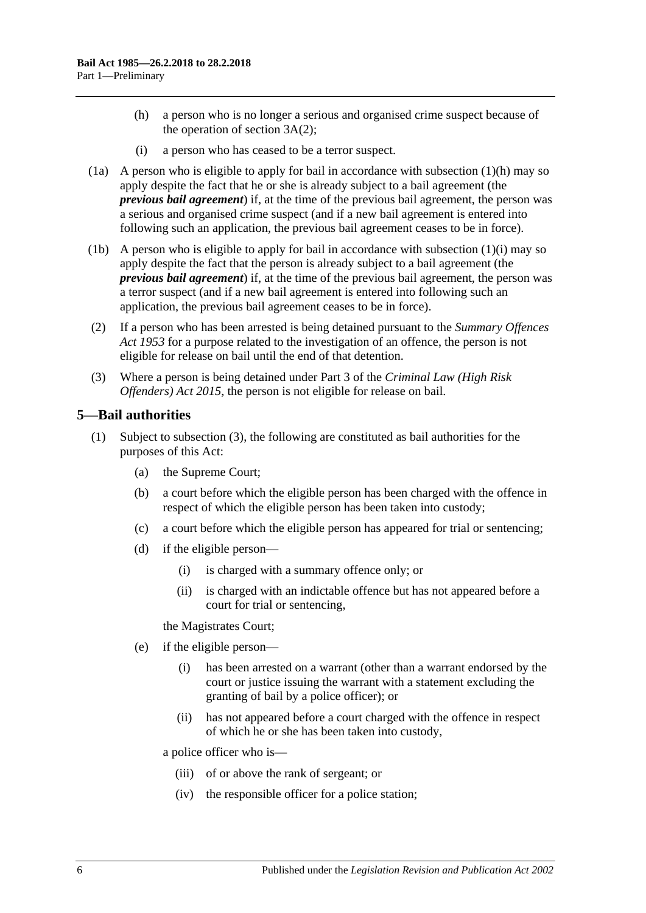(h) a person who is no longer a serious and organised crime suspect because of the operation of section 3A(2);

(i) a person who has ceased to be a terror suspect.

(1a) A person who is eligible to apply for bail in accordance with subsection (1)(h) may so apply despite the fact that he or she is already subject to a bail agreement (the ***previous bail agreement***) if, at the time of the previous bail agreement, the person was a serious and organised crime suspect (and if a new bail agreement is entered into following such an application, the previous bail agreement ceases to be in force).

(1b) A person who is eligible to apply for bail in accordance with subsection (1)(i) may so apply despite the fact that the person is already subject to a bail agreement (the ***previous bail agreement***) if, at the time of the previous bail agreement, the person was a terror suspect (and if a new bail agreement is entered into following such an application, the previous bail agreement ceases to be in force).

(2) If a person who has been arrested is being detained pursuant to the *Summary Offences Act 1953* for a purpose related to the investigation of an offence, the person is not eligible for release on bail until the end of that detention.

(3) Where a person is being detained under Part 3 of the *Criminal Law (High Risk Offenders) Act 2015*, the person is not eligible for release on bail.

## 5—Bail authorities

(1) Subject to subsection (3), the following are constituted as bail authorities for the purposes of this Act:

(a) the Supreme Court;

(b) a court before which the eligible person has been charged with the offence in respect of which the eligible person has been taken into custody;

(c) a court before which the eligible person has appeared for trial or sentencing;

(d) if the eligible person—

(i) is charged with a summary offence only; or

(ii) is charged with an indictable offence but has not appeared before a court for trial or sentencing,

the Magistrates Court;

(e) if the eligible person—

(i) has been arrested on a warrant (other than a warrant endorsed by the court or justice issuing the warrant with a statement excluding the granting of bail by a police officer); or

(ii) has not appeared before a court charged with the offence in respect of which he or she has been taken into custody,

a police officer who is—

(iii) of or above the rank of sergeant; or

(iv) the responsible officer for a police station;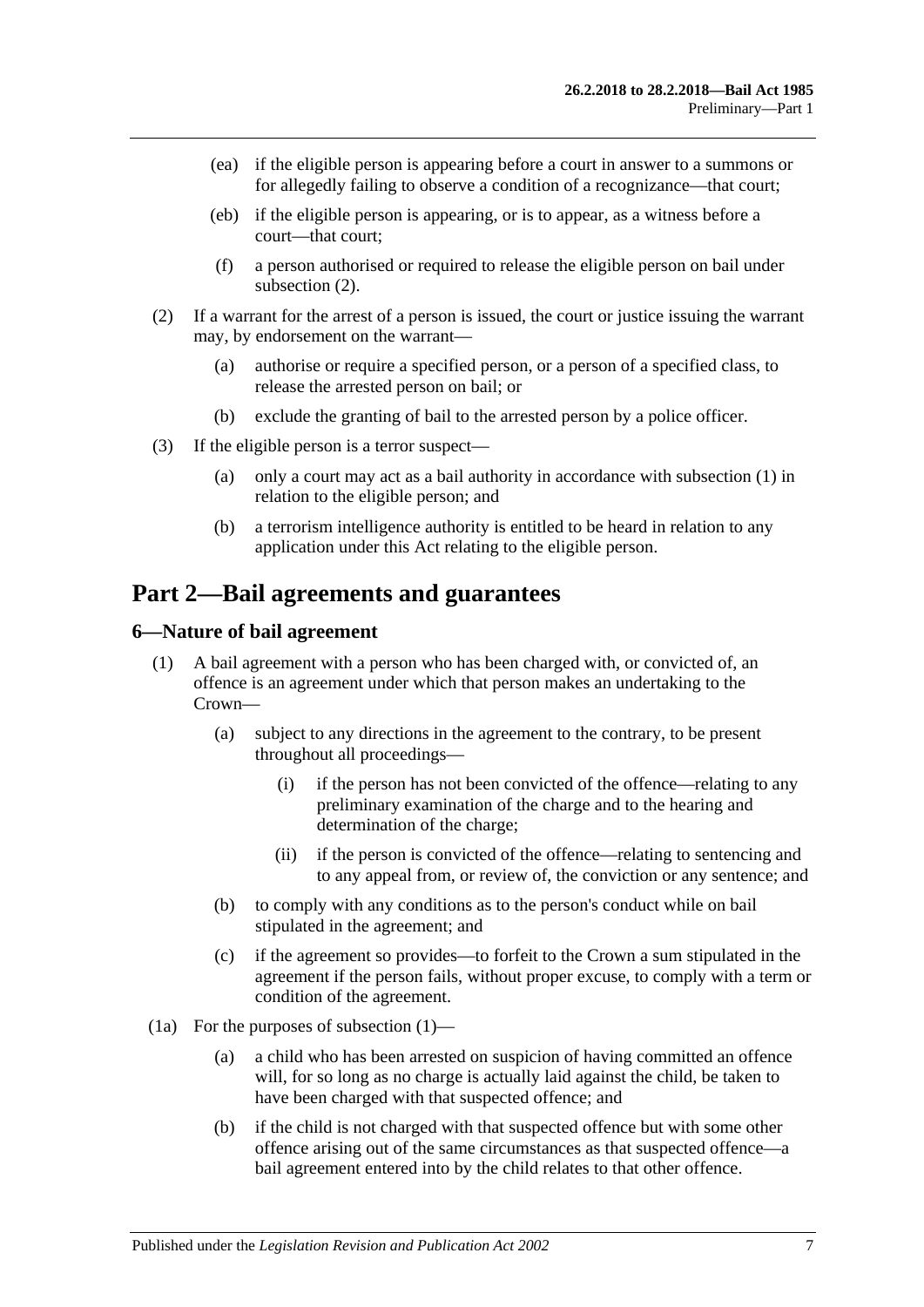(ea) if the eligible person is appearing before a court in answer to a summons or for allegedly failing to observe a condition of a recognizance—that court;

(eb) if the eligible person is appearing, or is to appear, as a witness before a court—that court;

(f) a person authorised or required to release the eligible person on bail under subsection (2).

(2) If a warrant for the arrest of a person is issued, the court or justice issuing the warrant may, by endorsement on the warrant—

(a) authorise or require a specified person, or a person of a specified class, to release the arrested person on bail; or

(b) exclude the granting of bail to the arrested person by a police officer.

(3) If the eligible person is a terror suspect—

(a) only a court may act as a bail authority in accordance with subsection (1) in relation to the eligible person; and

(b) a terrorism intelligence authority is entitled to be heard in relation to any application under this Act relating to the eligible person.

# Part 2—Bail agreements and guarantees

## 6—Nature of bail agreement

(1) A bail agreement with a person who has been charged with, or convicted of, an offence is an agreement under which that person makes an undertaking to the Crown—

(a) subject to any directions in the agreement to the contrary, to be present throughout all proceedings—

(i) if the person has not been convicted of the offence—relating to any preliminary examination of the charge and to the hearing and determination of the charge;

(ii) if the person is convicted of the offence—relating to sentencing and to any appeal from, or review of, the conviction or any sentence; and

(b) to comply with any conditions as to the person's conduct while on bail stipulated in the agreement; and

(c) if the agreement so provides—to forfeit to the Crown a sum stipulated in the agreement if the person fails, without proper excuse, to comply with a term or condition of the agreement.

(1a) For the purposes of subsection (1)—

(a) a child who has been arrested on suspicion of having committed an offence will, for so long as no charge is actually laid against the child, be taken to have been charged with that suspected offence; and

(b) if the child is not charged with that suspected offence but with some other offence arising out of the same circumstances as that suspected offence—a bail agreement entered into by the child relates to that other offence.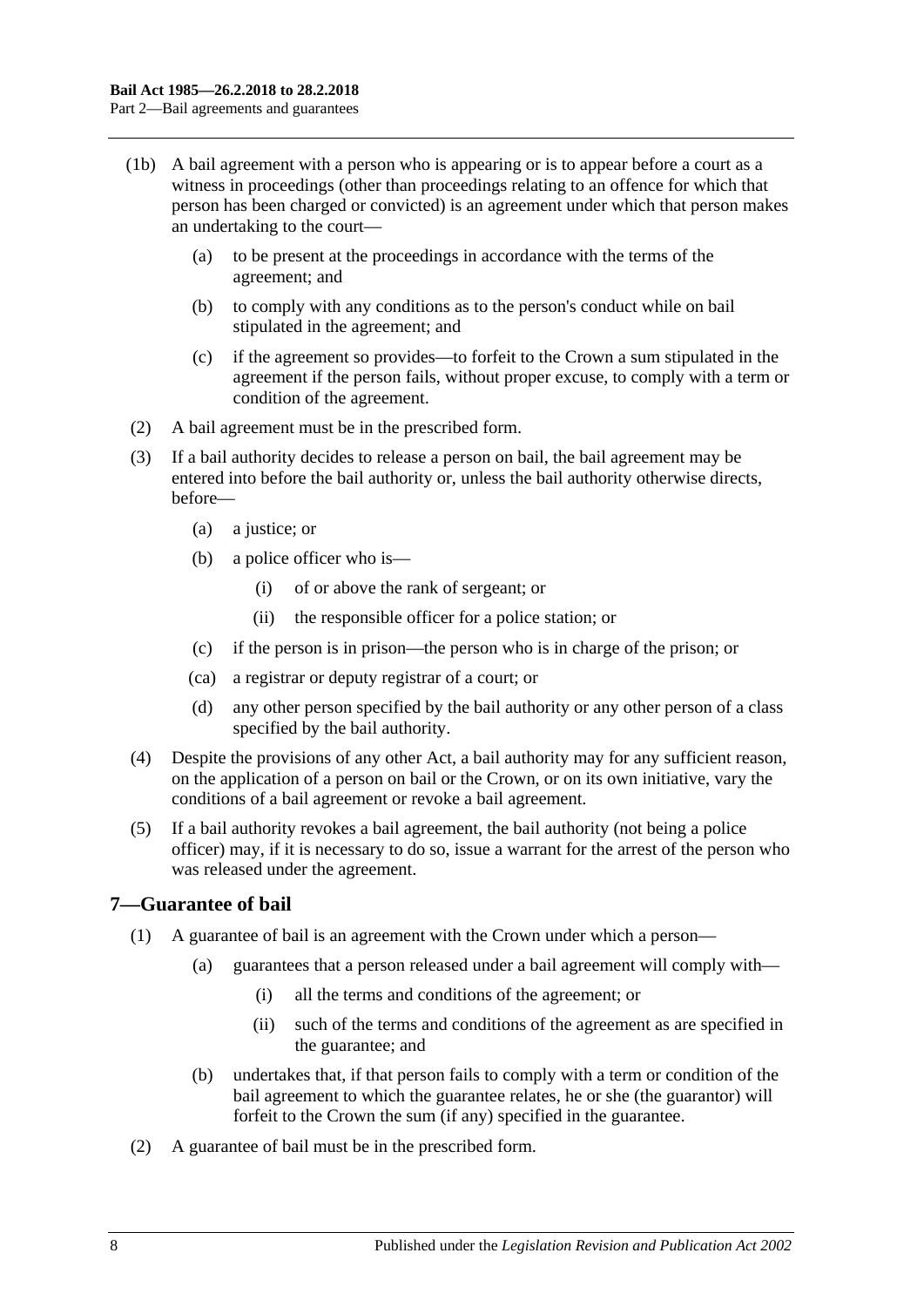(1b) A bail agreement with a person who is appearing or is to appear before a court as a witness in proceedings (other than proceedings relating to an offence for which that person has been charged or convicted) is an agreement under which that person makes an undertaking to the court—

- (a) to be present at the proceedings in accordance with the terms of the agreement; and
- (b) to comply with any conditions as to the person's conduct while on bail stipulated in the agreement; and
- (c) if the agreement so provides—to forfeit to the Crown a sum stipulated in the agreement if the person fails, without proper excuse, to comply with a term or condition of the agreement.

(2) A bail agreement must be in the prescribed form.

(3) If a bail authority decides to release a person on bail, the bail agreement may be entered into before the bail authority or, unless the bail authority otherwise directs, before—

- (a) a justice; or
- (b) a police officer who is—
  - (i) of or above the rank of sergeant; or
  - (ii) the responsible officer for a police station; or
- (c) if the person is in prison—the person who is in charge of the prison; or
- (ca) a registrar or deputy registrar of a court; or
- (d) any other person specified by the bail authority or any other person of a class specified by the bail authority.

(4) Despite the provisions of any other Act, a bail authority may for any sufficient reason, on the application of a person on bail or the Crown, or on its own initiative, vary the conditions of a bail agreement or revoke a bail agreement.

(5) If a bail authority revokes a bail agreement, the bail authority (not being a police officer) may, if it is necessary to do so, issue a warrant for the arrest of the person who was released under the agreement.

## 7—Guarantee of bail

(1) A guarantee of bail is an agreement with the Crown under which a person—

- (a) guarantees that a person released under a bail agreement will comply with—
  - (i) all the terms and conditions of the agreement; or
  - (ii) such of the terms and conditions of the agreement as are specified in the guarantee; and
- (b) undertakes that, if that person fails to comply with a term or condition of the bail agreement to which the guarantee relates, he or she (the guarantor) will forfeit to the Crown the sum (if any) specified in the guarantee.

(2) A guarantee of bail must be in the prescribed form.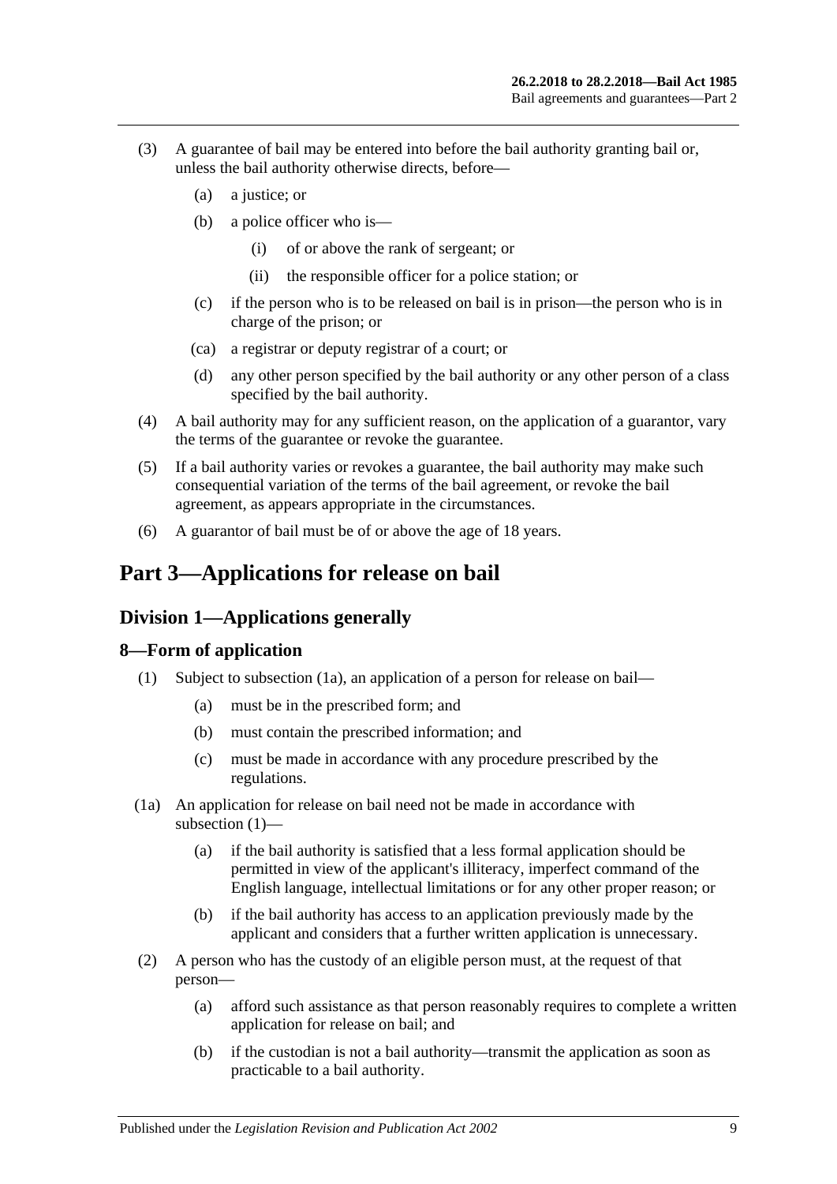(3) A guarantee of bail may be entered into before the bail authority granting bail or, unless the bail authority otherwise directs, before—

- (a) a justice; or
- (b) a police officer who is—
  - (i) of or above the rank of sergeant; or
  - (ii) the responsible officer for a police station; or
- (c) if the person who is to be released on bail is in prison—the person who is in charge of the prison; or
- (ca) a registrar or deputy registrar of a court; or
- (d) any other person specified by the bail authority or any other person of a class specified by the bail authority.

(4) A bail authority may for any sufficient reason, on the application of a guarantor, vary the terms of the guarantee or revoke the guarantee.

(5) If a bail authority varies or revokes a guarantee, the bail authority may make such consequential variation of the terms of the bail agreement, or revoke the bail agreement, as appears appropriate in the circumstances.

(6) A guarantor of bail must be of or above the age of 18 years.

# Part 3—Applications for release on bail

## Division 1—Applications generally

### 8—Form of application

(1) Subject to subsection (1a), an application of a person for release on bail—

- (a) must be in the prescribed form; and
- (b) must contain the prescribed information; and
- (c) must be made in accordance with any procedure prescribed by the regulations.

(1a) An application for release on bail need not be made in accordance with subsection (1)—

- (a) if the bail authority is satisfied that a less formal application should be permitted in view of the applicant's illiteracy, imperfect command of the English language, intellectual limitations or for any other proper reason; or
- (b) if the bail authority has access to an application previously made by the applicant and considers that a further written application is unnecessary.

(2) A person who has the custody of an eligible person must, at the request of that person—

- (a) afford such assistance as that person reasonably requires to complete a written application for release on bail; and
- (b) if the custodian is not a bail authority—transmit the application as soon as practicable to a bail authority.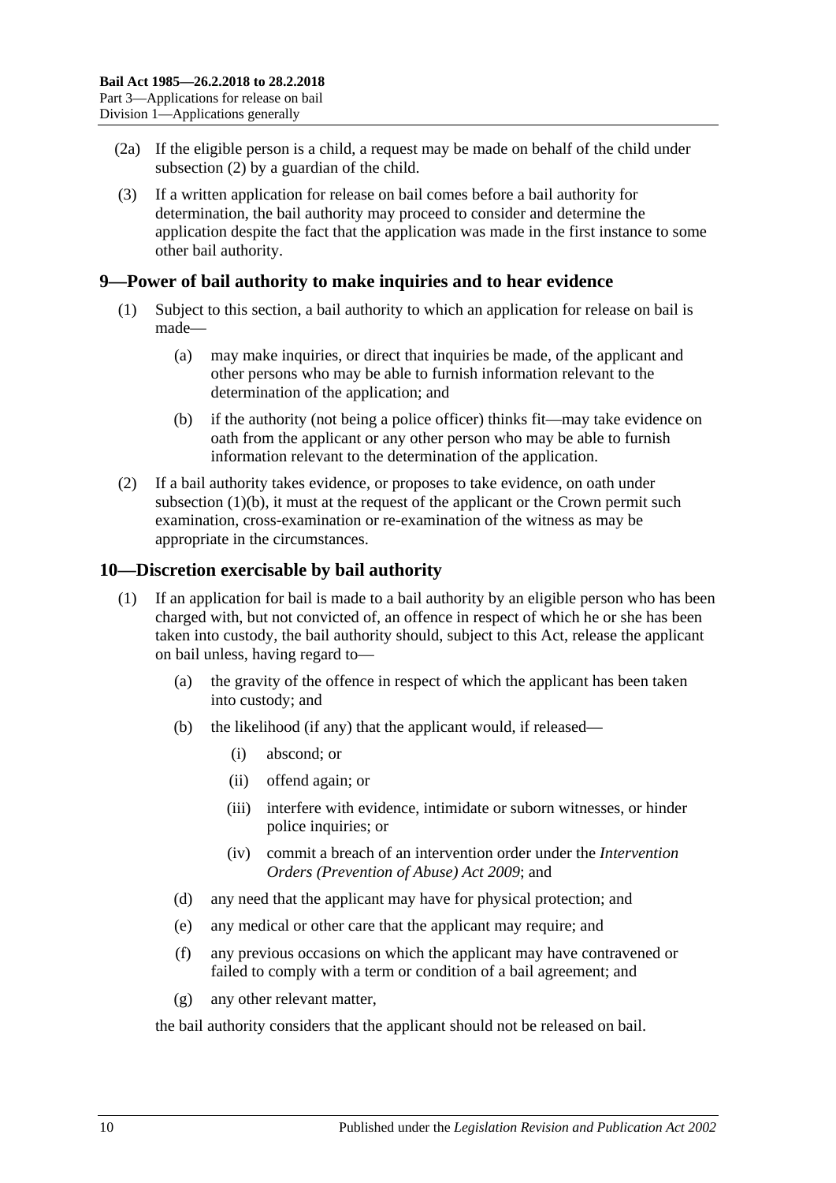(2a) If the eligible person is a child, a request may be made on behalf of the child under subsection (2) by a guardian of the child.

(3) If a written application for release on bail comes before a bail authority for determination, the bail authority may proceed to consider and determine the application despite the fact that the application was made in the first instance to some other bail authority.

## 9—Power of bail authority to make inquiries and to hear evidence

(1) Subject to this section, a bail authority to which an application for release on bail is made—

(a) may make inquiries, or direct that inquiries be made, of the applicant and other persons who may be able to furnish information relevant to the determination of the application; and

(b) if the authority (not being a police officer) thinks fit—may take evidence on oath from the applicant or any other person who may be able to furnish information relevant to the determination of the application.

(2) If a bail authority takes evidence, or proposes to take evidence, on oath under subsection (1)(b), it must at the request of the applicant or the Crown permit such examination, cross-examination or re-examination of the witness as may be appropriate in the circumstances.

## 10—Discretion exercisable by bail authority

(1) If an application for bail is made to a bail authority by an eligible person who has been charged with, but not convicted of, an offence in respect of which he or she has been taken into custody, the bail authority should, subject to this Act, release the applicant on bail unless, having regard to—

(a) the gravity of the offence in respect of which the applicant has been taken into custody; and

(b) the likelihood (if any) that the applicant would, if released—

(i) abscond; or

(ii) offend again; or

(iii) interfere with evidence, intimidate or suborn witnesses, or hinder police inquiries; or

(iv) commit a breach of an intervention order under the *Intervention Orders (Prevention of Abuse) Act 2009*; and

(d) any need that the applicant may have for physical protection; and

(e) any medical or other care that the applicant may require; and

(f) any previous occasions on which the applicant may have contravened or failed to comply with a term or condition of a bail agreement; and

(g) any other relevant matter,

the bail authority considers that the applicant should not be released on bail.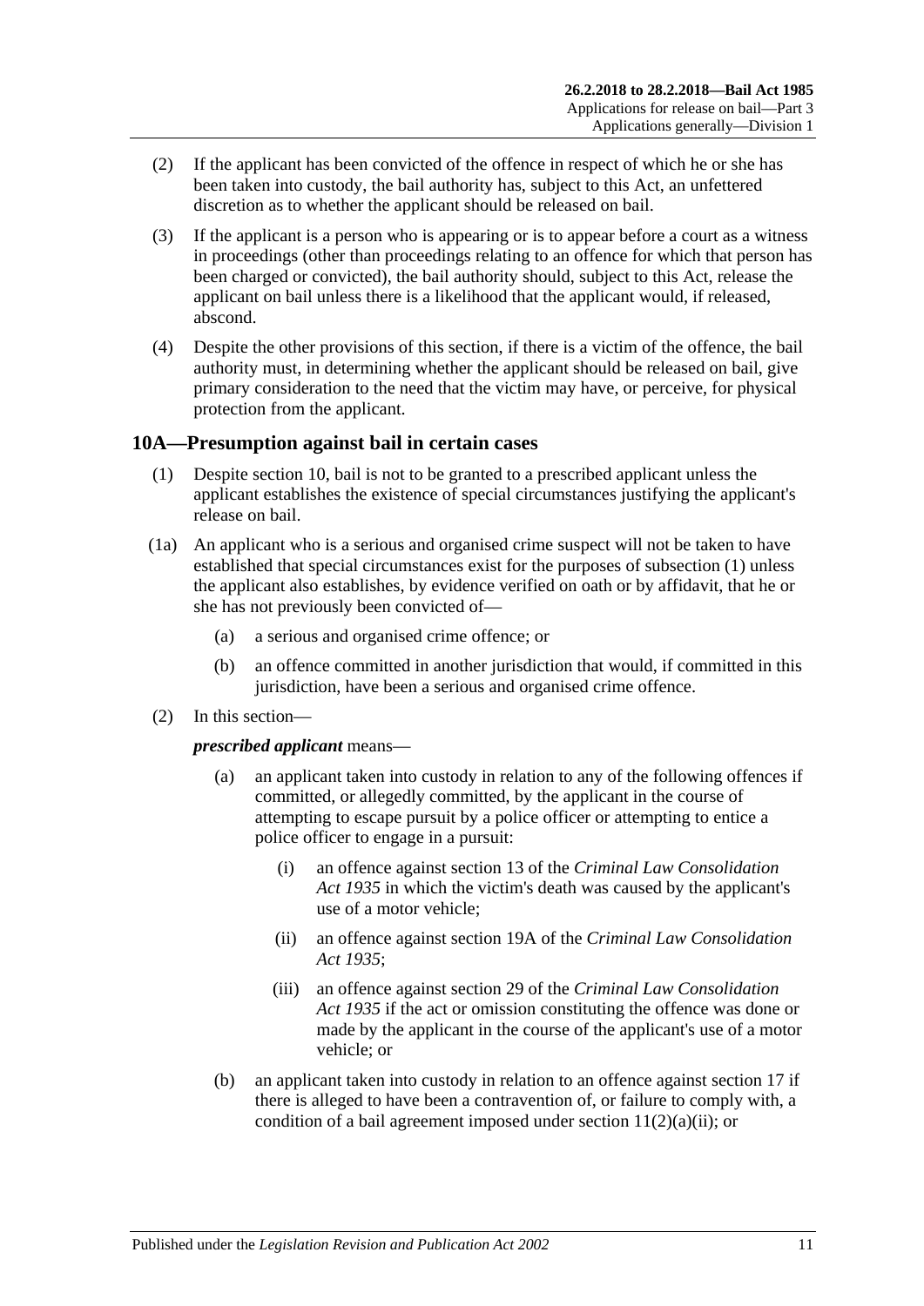(2) If the applicant has been convicted of the offence in respect of which he or she has been taken into custody, the bail authority has, subject to this Act, an unfettered discretion as to whether the applicant should be released on bail.

(3) If the applicant is a person who is appearing or is to appear before a court as a witness in proceedings (other than proceedings relating to an offence for which that person has been charged or convicted), the bail authority should, subject to this Act, release the applicant on bail unless there is a likelihood that the applicant would, if released, abscond.

(4) Despite the other provisions of this section, if there is a victim of the offence, the bail authority must, in determining whether the applicant should be released on bail, give primary consideration to the need that the victim may have, or perceive, for physical protection from the applicant.

## 10A—Presumption against bail in certain cases

(1) Despite section 10, bail is not to be granted to a prescribed applicant unless the applicant establishes the existence of special circumstances justifying the applicant's release on bail.

(1a) An applicant who is a serious and organised crime suspect will not be taken to have established that special circumstances exist for the purposes of subsection (1) unless the applicant also establishes, by evidence verified on oath or by affidavit, that he or she has not previously been convicted of—

(a) a serious and organised crime offence; or

(b) an offence committed in another jurisdiction that would, if committed in this jurisdiction, have been a serious and organised crime offence.

(2) In this section—

***prescribed applicant*** means—

(a) an applicant taken into custody in relation to any of the following offences if committed, or allegedly committed, by the applicant in the course of attempting to escape pursuit by a police officer or attempting to entice a police officer to engage in a pursuit:

(i) an offence against section 13 of the *Criminal Law Consolidation Act 1935* in which the victim's death was caused by the applicant's use of a motor vehicle;

(ii) an offence against section 19A of the *Criminal Law Consolidation Act 1935*;

(iii) an offence against section 29 of the *Criminal Law Consolidation Act 1935* if the act or omission constituting the offence was done or made by the applicant in the course of the applicant's use of a motor vehicle; or

(b) an applicant taken into custody in relation to an offence against section 17 if there is alleged to have been a contravention of, or failure to comply with, a condition of a bail agreement imposed under section 11(2)(a)(ii); or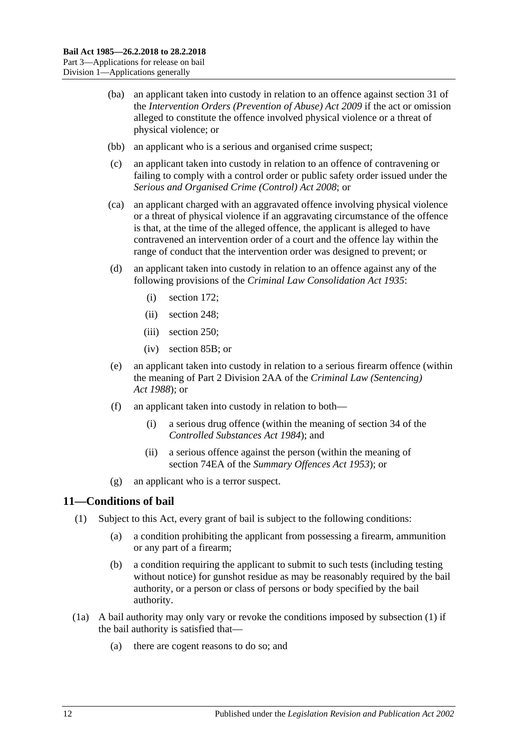(ba) an applicant taken into custody in relation to an offence against section 31 of the *Intervention Orders (Prevention of Abuse) Act 2009* if the act or omission alleged to constitute the offence involved physical violence or a threat of physical violence; or

(bb) an applicant who is a serious and organised crime suspect;

(c) an applicant taken into custody in relation to an offence of contravening or failing to comply with a control order or public safety order issued under the *Serious and Organised Crime (Control) Act 2008*; or

(ca) an applicant charged with an aggravated offence involving physical violence or a threat of physical violence if an aggravating circumstance of the offence is that, at the time of the alleged offence, the applicant is alleged to have contravened an intervention order of a court and the offence lay within the range of conduct that the intervention order was designed to prevent; or

(d) an applicant taken into custody in relation to an offence against any of the following provisions of the *Criminal Law Consolidation Act 1935*:

(i) section 172;

(ii) section 248;

(iii) section 250;

(iv) section 85B; or

(e) an applicant taken into custody in relation to a serious firearm offence (within the meaning of Part 2 Division 2AA of the *Criminal Law (Sentencing) Act 1988*); or

(f) an applicant taken into custody in relation to both—

(i) a serious drug offence (within the meaning of section 34 of the *Controlled Substances Act 1984*); and

(ii) a serious offence against the person (within the meaning of section 74EA of the *Summary Offences Act 1953*); or

(g) an applicant who is a terror suspect.

## 11—Conditions of bail

(1) Subject to this Act, every grant of bail is subject to the following conditions:

(a) a condition prohibiting the applicant from possessing a firearm, ammunition or any part of a firearm;

(b) a condition requiring the applicant to submit to such tests (including testing without notice) for gunshot residue as may be reasonably required by the bail authority, or a person or class of persons or body specified by the bail authority.

(1a) A bail authority may only vary or revoke the conditions imposed by subsection (1) if the bail authority is satisfied that—

(a) there are cogent reasons to do so; and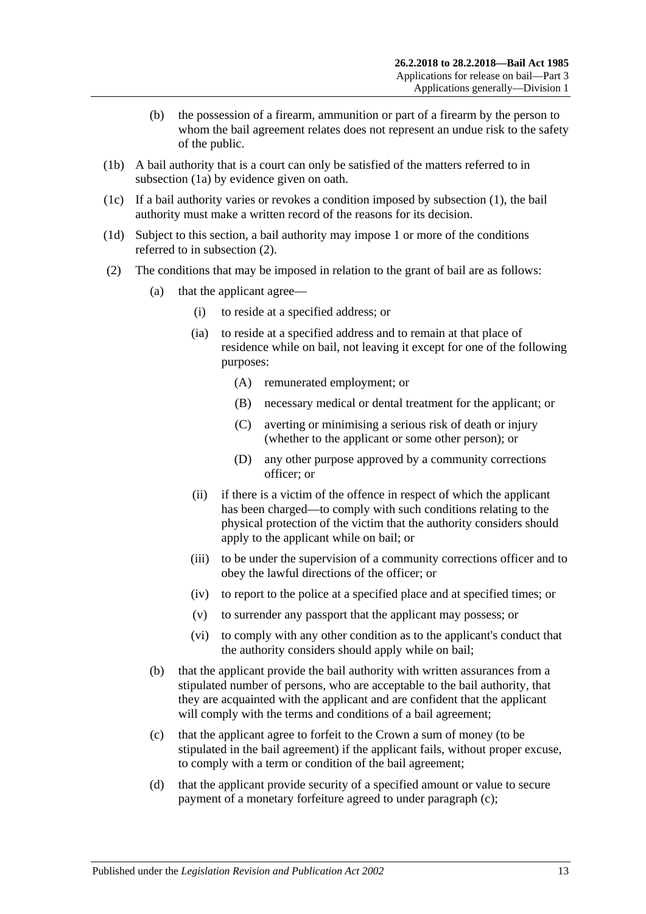(b) the possession of a firearm, ammunition or part of a firearm by the person to whom the bail agreement relates does not represent an undue risk to the safety of the public.

(1b) A bail authority that is a court can only be satisfied of the matters referred to in subsection (1a) by evidence given on oath.

(1c) If a bail authority varies or revokes a condition imposed by subsection (1), the bail authority must make a written record of the reasons for its decision.

(1d) Subject to this section, a bail authority may impose 1 or more of the conditions referred to in subsection (2).

(2) The conditions that may be imposed in relation to the grant of bail are as follows:

(a) that the applicant agree—

(i) to reside at a specified address; or

(ia) to reside at a specified address and to remain at that place of residence while on bail, not leaving it except for one of the following purposes:

(A) remunerated employment; or

(B) necessary medical or dental treatment for the applicant; or

(C) averting or minimising a serious risk of death or injury (whether to the applicant or some other person); or

(D) any other purpose approved by a community corrections officer; or

(ii) if there is a victim of the offence in respect of which the applicant has been charged—to comply with such conditions relating to the physical protection of the victim that the authority considers should apply to the applicant while on bail; or

(iii) to be under the supervision of a community corrections officer and to obey the lawful directions of the officer; or

(iv) to report to the police at a specified place and at specified times; or

(v) to surrender any passport that the applicant may possess; or

(vi) to comply with any other condition as to the applicant's conduct that the authority considers should apply while on bail;

(b) that the applicant provide the bail authority with written assurances from a stipulated number of persons, who are acceptable to the bail authority, that they are acquainted with the applicant and are confident that the applicant will comply with the terms and conditions of a bail agreement;

(c) that the applicant agree to forfeit to the Crown a sum of money (to be stipulated in the bail agreement) if the applicant fails, without proper excuse, to comply with a term or condition of the bail agreement;

(d) that the applicant provide security of a specified amount or value to secure payment of a monetary forfeiture agreed to under paragraph (c);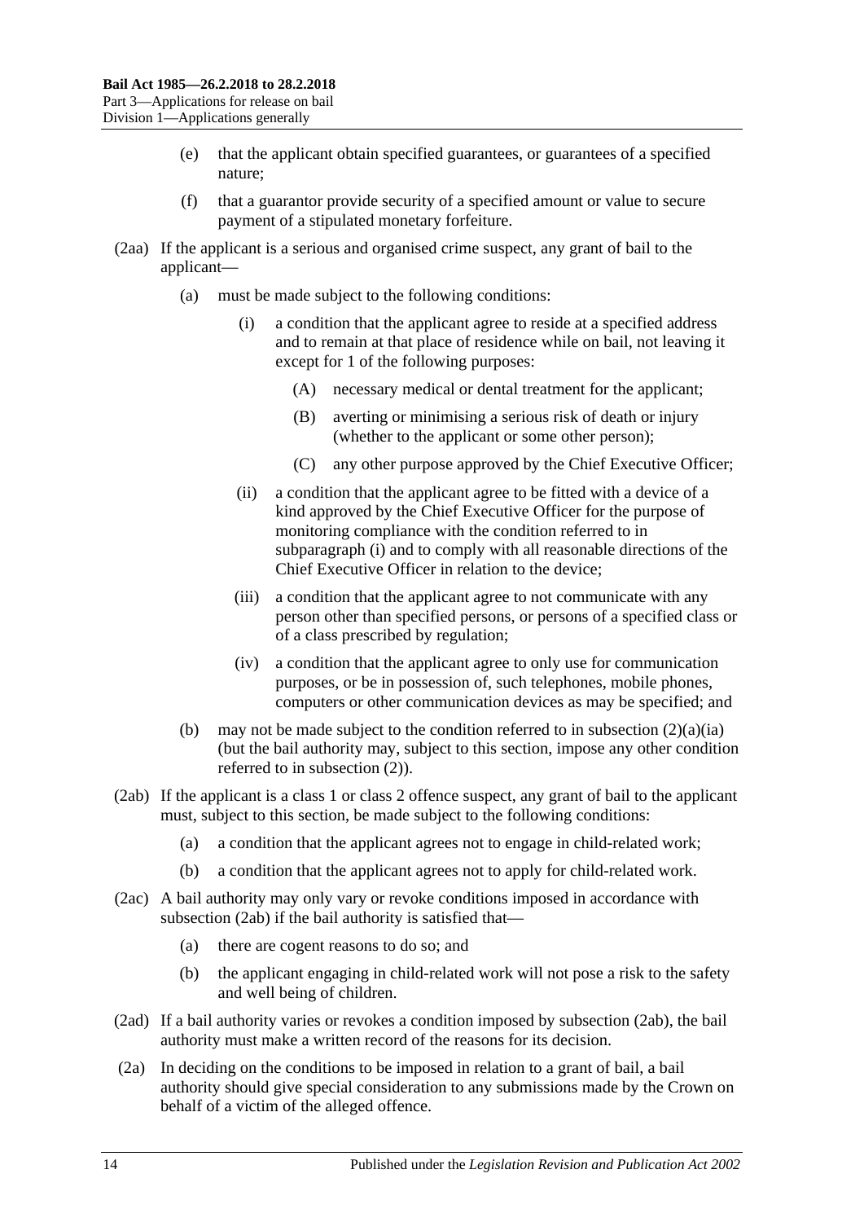(e) that the applicant obtain specified guarantees, or guarantees of a specified nature;

(f) that a guarantor provide security of a specified amount or value to secure payment of a stipulated monetary forfeiture.

(2aa) If the applicant is a serious and organised crime suspect, any grant of bail to the applicant—

(a) must be made subject to the following conditions:

(i) a condition that the applicant agree to reside at a specified address and to remain at that place of residence while on bail, not leaving it except for 1 of the following purposes:

(A) necessary medical or dental treatment for the applicant;

(B) averting or minimising a serious risk of death or injury (whether to the applicant or some other person);

(C) any other purpose approved by the Chief Executive Officer;

(ii) a condition that the applicant agree to be fitted with a device of a kind approved by the Chief Executive Officer for the purpose of monitoring compliance with the condition referred to in subparagraph (i) and to comply with all reasonable directions of the Chief Executive Officer in relation to the device;

(iii) a condition that the applicant agree to not communicate with any person other than specified persons, or persons of a specified class or of a class prescribed by regulation;

(iv) a condition that the applicant agree to only use for communication purposes, or be in possession of, such telephones, mobile phones, computers or other communication devices as may be specified; and

(b) may not be made subject to the condition referred to in subsection (2)(a)(ia) (but the bail authority may, subject to this section, impose any other condition referred to in subsection (2)).

(2ab) If the applicant is a class 1 or class 2 offence suspect, any grant of bail to the applicant must, subject to this section, be made subject to the following conditions:

(a) a condition that the applicant agrees not to engage in child-related work;

(b) a condition that the applicant agrees not to apply for child-related work.

(2ac) A bail authority may only vary or revoke conditions imposed in accordance with subsection (2ab) if the bail authority is satisfied that—

(a) there are cogent reasons to do so; and

(b) the applicant engaging in child-related work will not pose a risk to the safety and well being of children.

(2ad) If a bail authority varies or revokes a condition imposed by subsection (2ab), the bail authority must make a written record of the reasons for its decision.

(2a) In deciding on the conditions to be imposed in relation to a grant of bail, a bail authority should give special consideration to any submissions made by the Crown on behalf of a victim of the alleged offence.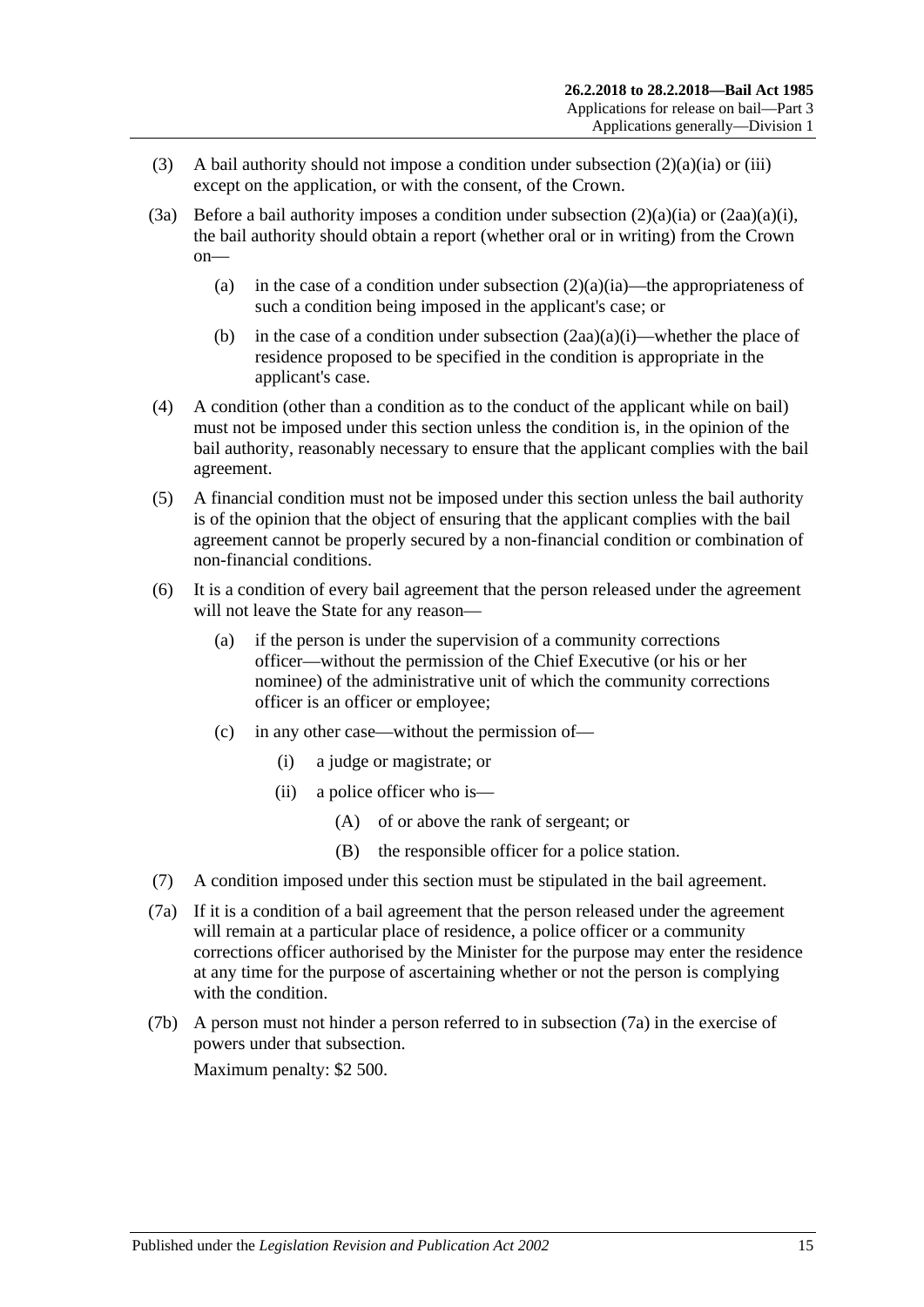(3) A bail authority should not impose a condition under subsection (2)(a)(ia) or (iii) except on the application, or with the consent, of the Crown.

(3a) Before a bail authority imposes a condition under subsection (2)(a)(ia) or (2aa)(a)(i), the bail authority should obtain a report (whether oral or in writing) from the Crown on—

(a) in the case of a condition under subsection (2)(a)(ia)—the appropriateness of such a condition being imposed in the applicant's case; or

(b) in the case of a condition under subsection (2aa)(a)(i)—whether the place of residence proposed to be specified in the condition is appropriate in the applicant's case.

(4) A condition (other than a condition as to the conduct of the applicant while on bail) must not be imposed under this section unless the condition is, in the opinion of the bail authority, reasonably necessary to ensure that the applicant complies with the bail agreement.

(5) A financial condition must not be imposed under this section unless the bail authority is of the opinion that the object of ensuring that the applicant complies with the bail agreement cannot be properly secured by a non-financial condition or combination of non-financial conditions.

(6) It is a condition of every bail agreement that the person released under the agreement will not leave the State for any reason—

(a) if the person is under the supervision of a community corrections officer—without the permission of the Chief Executive (or his or her nominee) of the administrative unit of which the community corrections officer is an officer or employee;

(c) in any other case—without the permission of—

(i) a judge or magistrate; or

(ii) a police officer who is—

(A) of or above the rank of sergeant; or

(B) the responsible officer for a police station.

(7) A condition imposed under this section must be stipulated in the bail agreement.

(7a) If it is a condition of a bail agreement that the person released under the agreement will remain at a particular place of residence, a police officer or a community corrections officer authorised by the Minister for the purpose may enter the residence at any time for the purpose of ascertaining whether or not the person is complying with the condition.

(7b) A person must not hinder a person referred to in subsection (7a) in the exercise of powers under that subsection.

Maximum penalty: $2 500.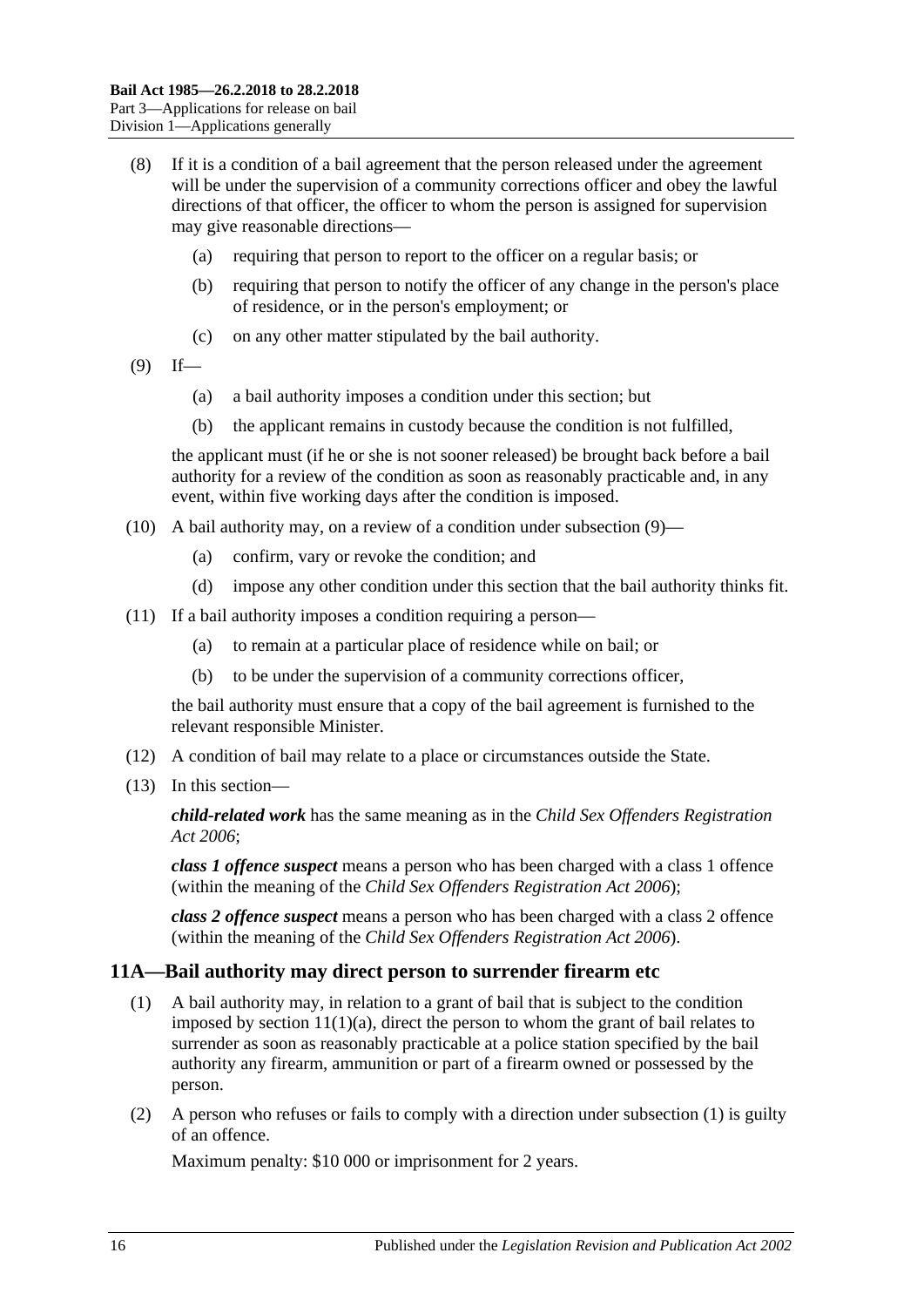(8) If it is a condition of a bail agreement that the person released under the agreement will be under the supervision of a community corrections officer and obey the lawful directions of that officer, the officer to whom the person is assigned for supervision may give reasonable directions—

(a) requiring that person to report to the officer on a regular basis; or

(b) requiring that person to notify the officer of any change in the person's place of residence, or in the person's employment; or

(c) on any other matter stipulated by the bail authority.

(9) If—

(a) a bail authority imposes a condition under this section; but

(b) the applicant remains in custody because the condition is not fulfilled,

the applicant must (if he or she is not sooner released) be brought back before a bail authority for a review of the condition as soon as reasonably practicable and, in any event, within five working days after the condition is imposed.

(10) A bail authority may, on a review of a condition under subsection (9)—

(a) confirm, vary or revoke the condition; and

(d) impose any other condition under this section that the bail authority thinks fit.

(11) If a bail authority imposes a condition requiring a person—

(a) to remain at a particular place of residence while on bail; or

(b) to be under the supervision of a community corrections officer,

the bail authority must ensure that a copy of the bail agreement is furnished to the relevant responsible Minister.

(12) A condition of bail may relate to a place or circumstances outside the State.

(13) In this section—

***child-related work*** has the same meaning as in the *Child Sex Offenders Registration Act 2006*;

***class 1 offence suspect*** means a person who has been charged with a class 1 offence (within the meaning of the *Child Sex Offenders Registration Act 2006*);

***class 2 offence suspect*** means a person who has been charged with a class 2 offence (within the meaning of the *Child Sex Offenders Registration Act 2006*).

## 11A—Bail authority may direct person to surrender firearm etc

(1) A bail authority may, in relation to a grant of bail that is subject to the condition imposed by section 11(1)(a), direct the person to whom the grant of bail relates to surrender as soon as reasonably practicable at a police station specified by the bail authority any firearm, ammunition or part of a firearm owned or possessed by the person.

(2) A person who refuses or fails to comply with a direction under subsection (1) is guilty of an offence.

Maximum penalty: $10 000 or imprisonment for 2 years.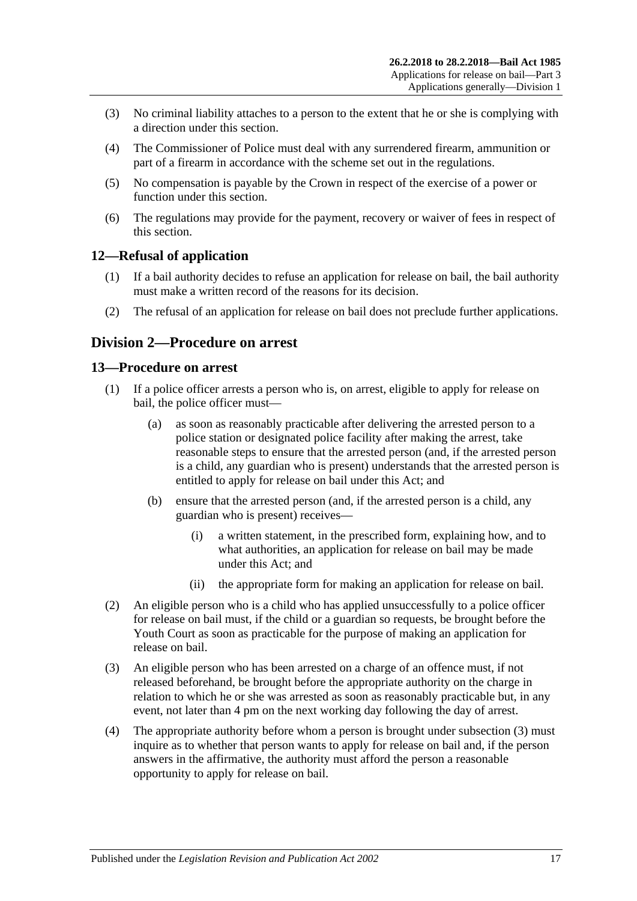(3) No criminal liability attaches to a person to the extent that he or she is complying with a direction under this section.

(4) The Commissioner of Police must deal with any surrendered firearm, ammunition or part of a firearm in accordance with the scheme set out in the regulations.

(5) No compensation is payable by the Crown in respect of the exercise of a power or function under this section.

(6) The regulations may provide for the payment, recovery or waiver of fees in respect of this section.

## 12—Refusal of application

(1) If a bail authority decides to refuse an application for release on bail, the bail authority must make a written record of the reasons for its decision.

(2) The refusal of an application for release on bail does not preclude further applications.

# Division 2—Procedure on arrest

## 13—Procedure on arrest

(1) If a police officer arrests a person who is, on arrest, eligible to apply for release on bail, the police officer must—

(a) as soon as reasonably practicable after delivering the arrested person to a police station or designated police facility after making the arrest, take reasonable steps to ensure that the arrested person (and, if the arrested person is a child, any guardian who is present) understands that the arrested person is entitled to apply for release on bail under this Act; and

(b) ensure that the arrested person (and, if the arrested person is a child, any guardian who is present) receives—

(i) a written statement, in the prescribed form, explaining how, and to what authorities, an application for release on bail may be made under this Act; and

(ii) the appropriate form for making an application for release on bail.

(2) An eligible person who is a child who has applied unsuccessfully to a police officer for release on bail must, if the child or a guardian so requests, be brought before the Youth Court as soon as practicable for the purpose of making an application for release on bail.

(3) An eligible person who has been arrested on a charge of an offence must, if not released beforehand, be brought before the appropriate authority on the charge in relation to which he or she was arrested as soon as reasonably practicable but, in any event, not later than 4 pm on the next working day following the day of arrest.

(4) The appropriate authority before whom a person is brought under subsection (3) must inquire as to whether that person wants to apply for release on bail and, if the person answers in the affirmative, the authority must afford the person a reasonable opportunity to apply for release on bail.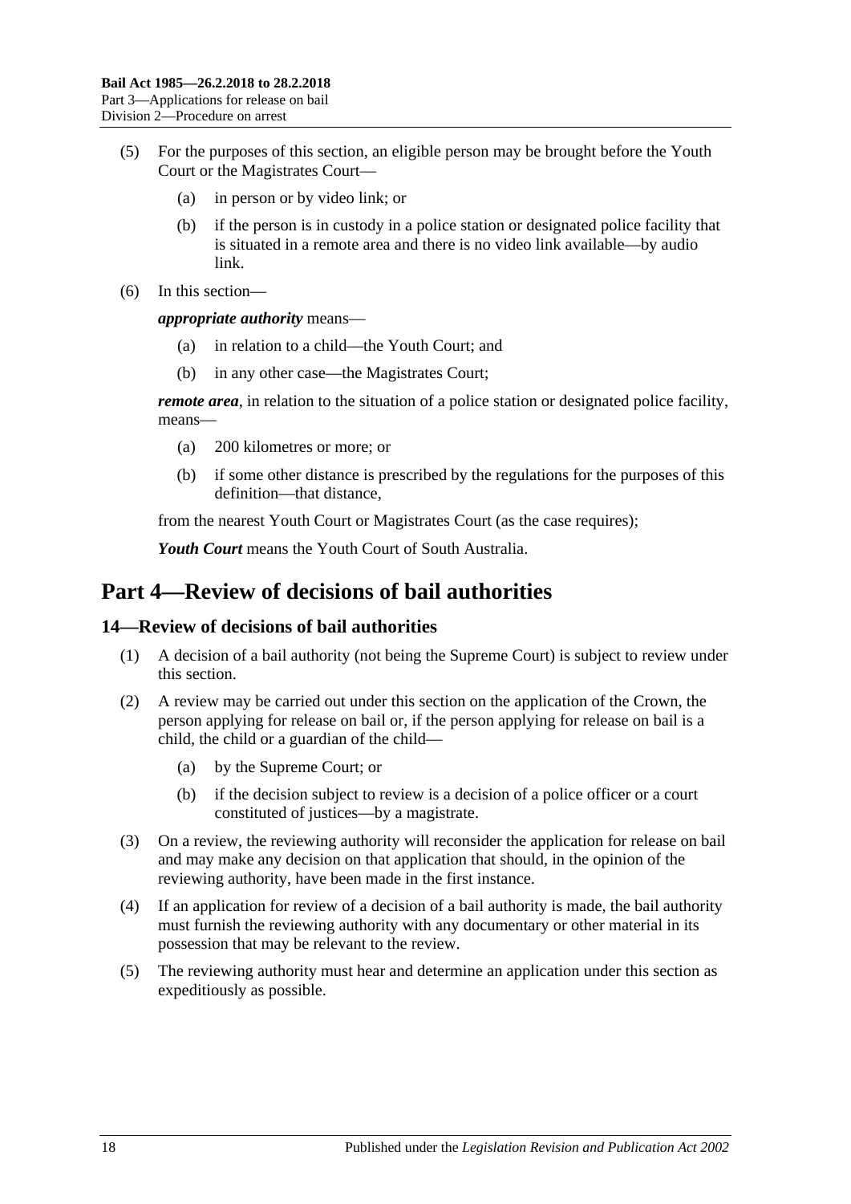(5) For the purposes of this section, an eligible person may be brought before the Youth Court or the Magistrates Court—

(a) in person or by video link; or

(b) if the person is in custody in a police station or designated police facility that is situated in a remote area and there is no video link available—by audio link.

(6) In this section—

***appropriate authority*** means—

(a) in relation to a child—the Youth Court; and

(b) in any other case—the Magistrates Court;

***remote area***, in relation to the situation of a police station or designated police facility, means—

(a) 200 kilometres or more; or

(b) if some other distance is prescribed by the regulations for the purposes of this definition—that distance,

from the nearest Youth Court or Magistrates Court (as the case requires);

***Youth Court*** means the Youth Court of South Australia.

# Part 4—Review of decisions of bail authorities

## 14—Review of decisions of bail authorities

(1) A decision of a bail authority (not being the Supreme Court) is subject to review under this section.

(2) A review may be carried out under this section on the application of the Crown, the person applying for release on bail or, if the person applying for release on bail is a child, the child or a guardian of the child—

(a) by the Supreme Court; or

(b) if the decision subject to review is a decision of a police officer or a court constituted of justices—by a magistrate.

(3) On a review, the reviewing authority will reconsider the application for release on bail and may make any decision on that application that should, in the opinion of the reviewing authority, have been made in the first instance.

(4) If an application for review of a decision of a bail authority is made, the bail authority must furnish the reviewing authority with any documentary or other material in its possession that may be relevant to the review.

(5) The reviewing authority must hear and determine an application under this section as expeditiously as possible.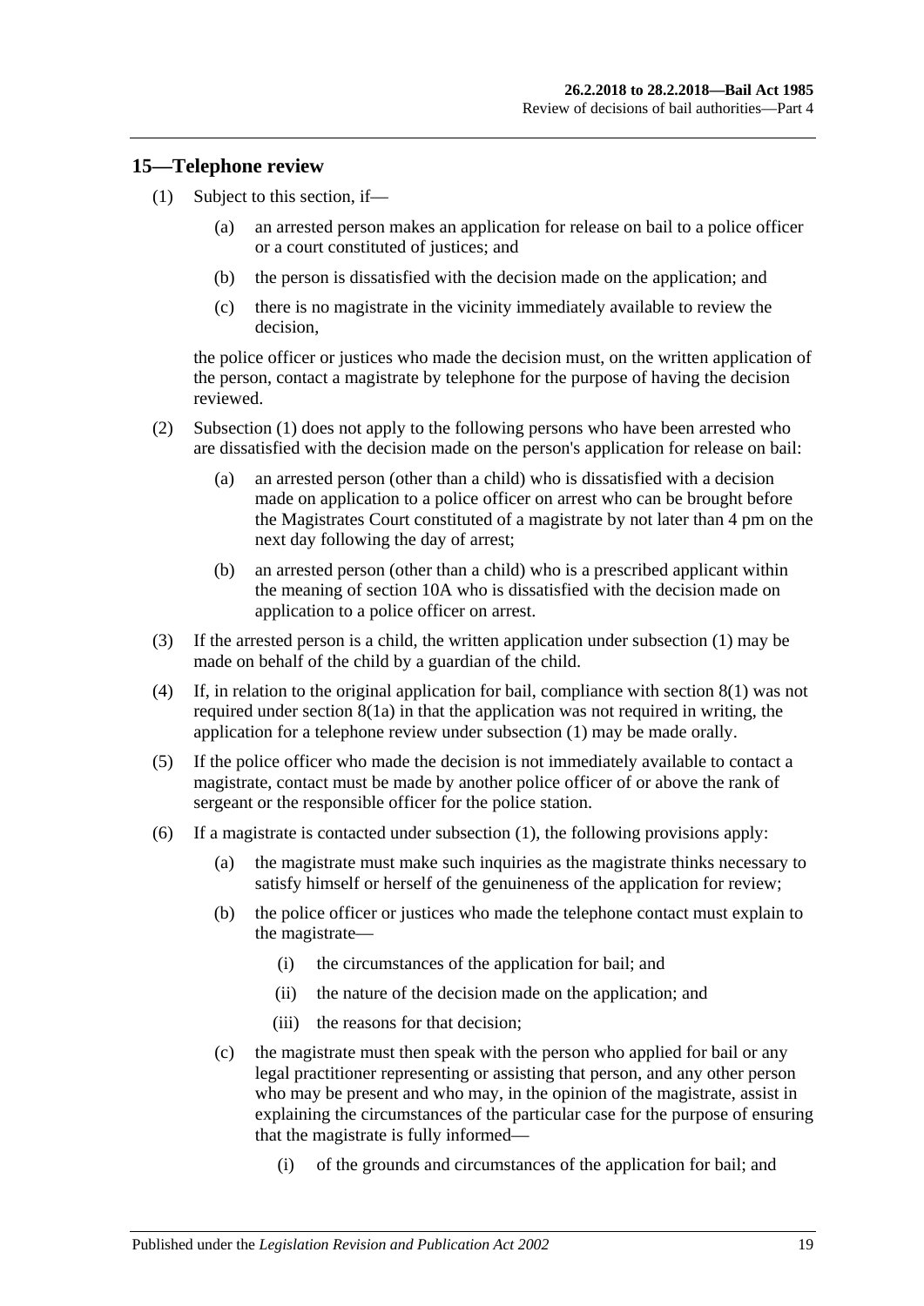## 15—Telephone review

(1) Subject to this section, if—

  (a) an arrested person makes an application for release on bail to a police officer or a court constituted of justices; and

  (b) the person is dissatisfied with the decision made on the application; and

  (c) there is no magistrate in the vicinity immediately available to review the decision,

the police officer or justices who made the decision must, on the written application of the person, contact a magistrate by telephone for the purpose of having the decision reviewed.

(2) Subsection (1) does not apply to the following persons who have been arrested who are dissatisfied with the decision made on the person's application for release on bail:

  (a) an arrested person (other than a child) who is dissatisfied with a decision made on application to a police officer on arrest who can be brought before the Magistrates Court constituted of a magistrate by not later than 4 pm on the next day following the day of arrest;

  (b) an arrested person (other than a child) who is a prescribed applicant within the meaning of section 10A who is dissatisfied with the decision made on application to a police officer on arrest.

(3) If the arrested person is a child, the written application under subsection (1) may be made on behalf of the child by a guardian of the child.

(4) If, in relation to the original application for bail, compliance with section 8(1) was not required under section 8(1a) in that the application was not required in writing, the application for a telephone review under subsection (1) may be made orally.

(5) If the police officer who made the decision is not immediately available to contact a magistrate, contact must be made by another police officer of or above the rank of sergeant or the responsible officer for the police station.

(6) If a magistrate is contacted under subsection (1), the following provisions apply:

  (a) the magistrate must make such inquiries as the magistrate thinks necessary to satisfy himself or herself of the genuineness of the application for review;

  (b) the police officer or justices who made the telephone contact must explain to the magistrate—

    (i) the circumstances of the application for bail; and

    (ii) the nature of the decision made on the application; and

    (iii) the reasons for that decision;

  (c) the magistrate must then speak with the person who applied for bail or any legal practitioner representing or assisting that person, and any other person who may be present and who may, in the opinion of the magistrate, assist in explaining the circumstances of the particular case for the purpose of ensuring that the magistrate is fully informed—

    (i) of the grounds and circumstances of the application for bail; and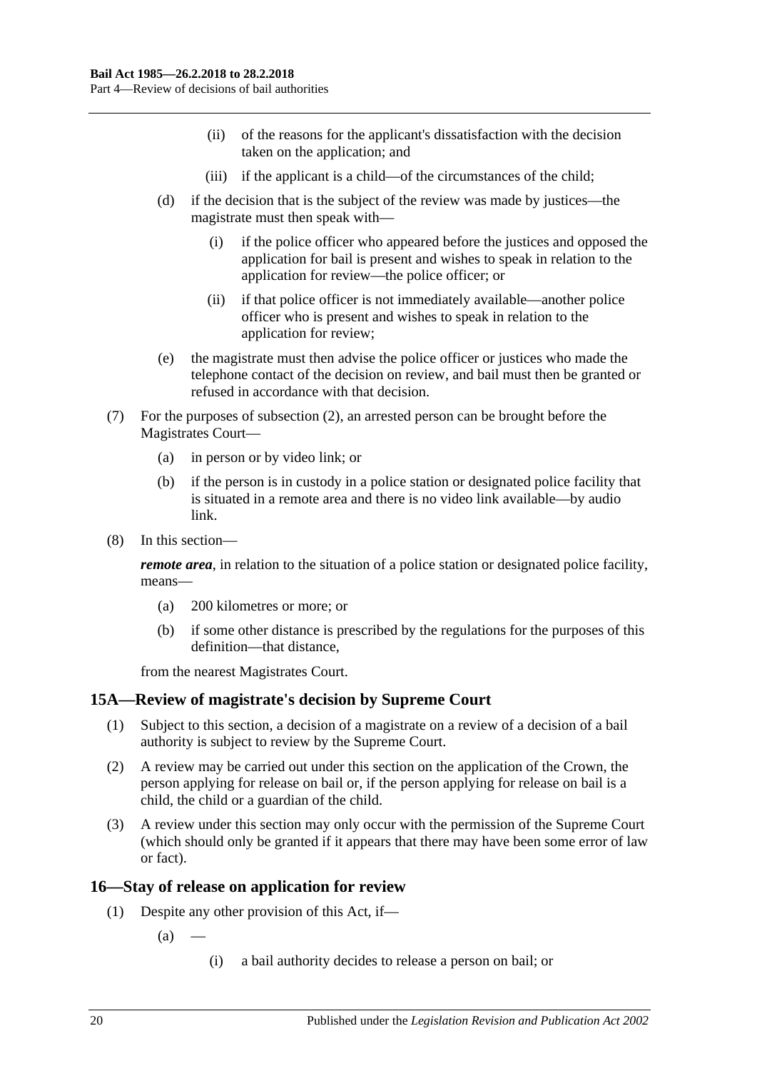(ii) of the reasons for the applicant's dissatisfaction with the decision taken on the application; and

(iii) if the applicant is a child—of the circumstances of the child;

(d) if the decision that is the subject of the review was made by justices—the magistrate must then speak with—

(i) if the police officer who appeared before the justices and opposed the application for bail is present and wishes to speak in relation to the application for review—the police officer; or

(ii) if that police officer is not immediately available—another police officer who is present and wishes to speak in relation to the application for review;

(e) the magistrate must then advise the police officer or justices who made the telephone contact of the decision on review, and bail must then be granted or refused in accordance with that decision.

(7) For the purposes of subsection (2), an arrested person can be brought before the Magistrates Court—

(a) in person or by video link; or

(b) if the person is in custody in a police station or designated police facility that is situated in a remote area and there is no video link available—by audio link.

(8) In this section—

***remote area***, in relation to the situation of a police station or designated police facility, means—

(a) 200 kilometres or more; or

(b) if some other distance is prescribed by the regulations for the purposes of this definition—that distance,

from the nearest Magistrates Court.

## 15A—Review of magistrate's decision by Supreme Court

(1) Subject to this section, a decision of a magistrate on a review of a decision of a bail authority is subject to review by the Supreme Court.

(2) A review may be carried out under this section on the application of the Crown, the person applying for release on bail or, if the person applying for release on bail is a child, the child or a guardian of the child.

(3) A review under this section may only occur with the permission of the Supreme Court (which should only be granted if it appears that there may have been some error of law or fact).

## 16—Stay of release on application for review

(1) Despite any other provision of this Act, if—

(a) —

(i) a bail authority decides to release a person on bail; or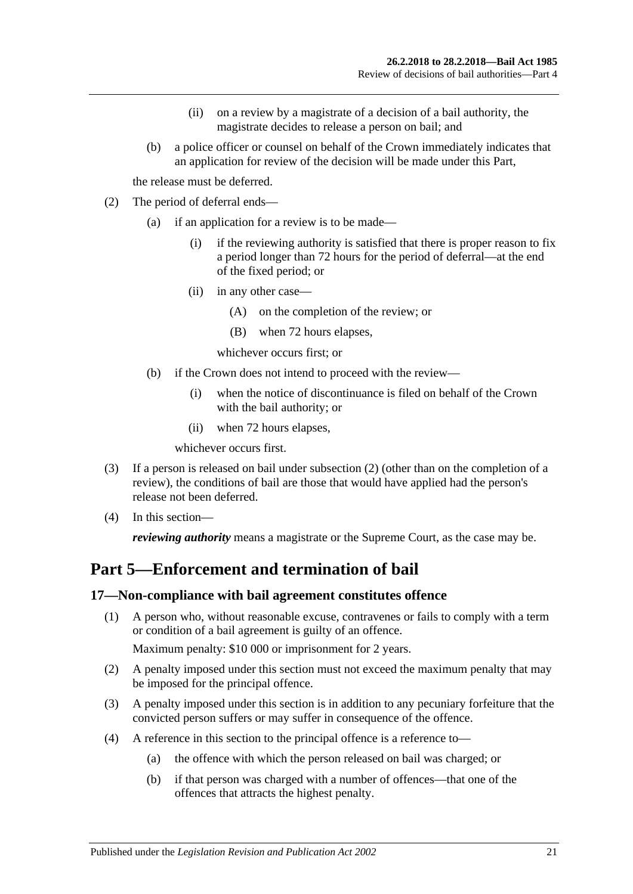(ii) on a review by a magistrate of a decision of a bail authority, the magistrate decides to release a person on bail; and

(b) a police officer or counsel on behalf of the Crown immediately indicates that an application for review of the decision will be made under this Part,

the release must be deferred.

(2) The period of deferral ends—

(a) if an application for a review is to be made—

(i) if the reviewing authority is satisfied that there is proper reason to fix a period longer than 72 hours for the period of deferral—at the end of the fixed period; or

(ii) in any other case—

(A) on the completion of the review; or

(B) when 72 hours elapses,

whichever occurs first; or

(b) if the Crown does not intend to proceed with the review—

(i) when the notice of discontinuance is filed on behalf of the Crown with the bail authority; or

(ii) when 72 hours elapses,

whichever occurs first.

(3) If a person is released on bail under subsection (2) (other than on the completion of a review), the conditions of bail are those that would have applied had the person's release not been deferred.

(4) In this section—

***reviewing authority*** means a magistrate or the Supreme Court, as the case may be.

# Part 5—Enforcement and termination of bail

## 17—Non-compliance with bail agreement constitutes offence

(1) A person who, without reasonable excuse, contravenes or fails to comply with a term or condition of a bail agreement is guilty of an offence.

Maximum penalty: $10 000 or imprisonment for 2 years.

(2) A penalty imposed under this section must not exceed the maximum penalty that may be imposed for the principal offence.

(3) A penalty imposed under this section is in addition to any pecuniary forfeiture that the convicted person suffers or may suffer in consequence of the offence.

(4) A reference in this section to the principal offence is a reference to—

(a) the offence with which the person released on bail was charged; or

(b) if that person was charged with a number of offences—that one of the offences that attracts the highest penalty.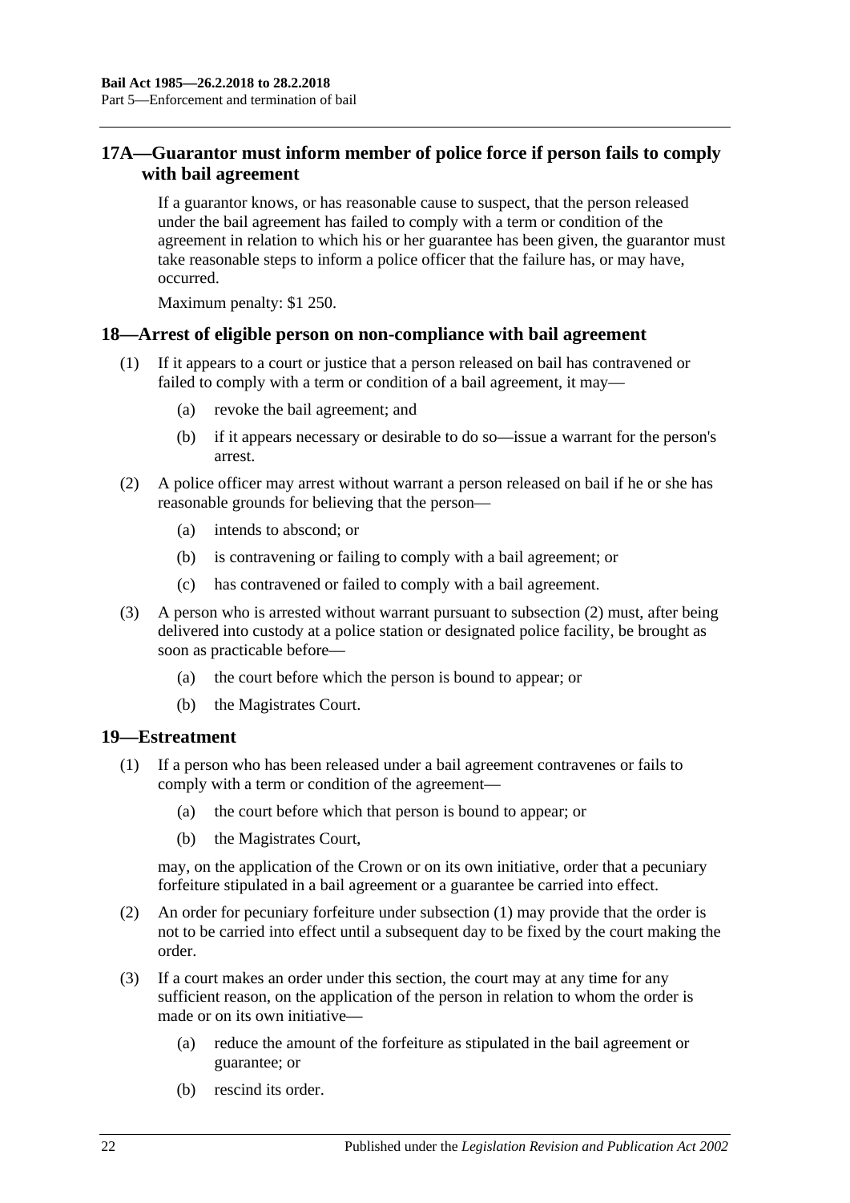## 17A—Guarantor must inform member of police force if person fails to comply with bail agreement

If a guarantor knows, or has reasonable cause to suspect, that the person released under the bail agreement has failed to comply with a term or condition of the agreement in relation to which his or her guarantee has been given, the guarantor must take reasonable steps to inform a police officer that the failure has, or may have, occurred.

Maximum penalty: $1 250.

## 18—Arrest of eligible person on non-compliance with bail agreement

(1) If it appears to a court or justice that a person released on bail has contravened or failed to comply with a term or condition of a bail agreement, it may—

- (a) revoke the bail agreement; and
- (b) if it appears necessary or desirable to do so—issue a warrant for the person's arrest.

(2) A police officer may arrest without warrant a person released on bail if he or she has reasonable grounds for believing that the person—

- (a) intends to abscond; or
- (b) is contravening or failing to comply with a bail agreement; or
- (c) has contravened or failed to comply with a bail agreement.

(3) A person who is arrested without warrant pursuant to subsection (2) must, after being delivered into custody at a police station or designated police facility, be brought as soon as practicable before—

- (a) the court before which the person is bound to appear; or
- (b) the Magistrates Court.

## 19—Estreatment

(1) If a person who has been released under a bail agreement contravenes or fails to comply with a term or condition of the agreement—

- (a) the court before which that person is bound to appear; or
- (b) the Magistrates Court,

may, on the application of the Crown or on its own initiative, order that a pecuniary forfeiture stipulated in a bail agreement or a guarantee be carried into effect.

(2) An order for pecuniary forfeiture under subsection (1) may provide that the order is not to be carried into effect until a subsequent day to be fixed by the court making the order.

(3) If a court makes an order under this section, the court may at any time for any sufficient reason, on the application of the person in relation to whom the order is made or on its own initiative—

- (a) reduce the amount of the forfeiture as stipulated in the bail agreement or guarantee; or
- (b) rescind its order.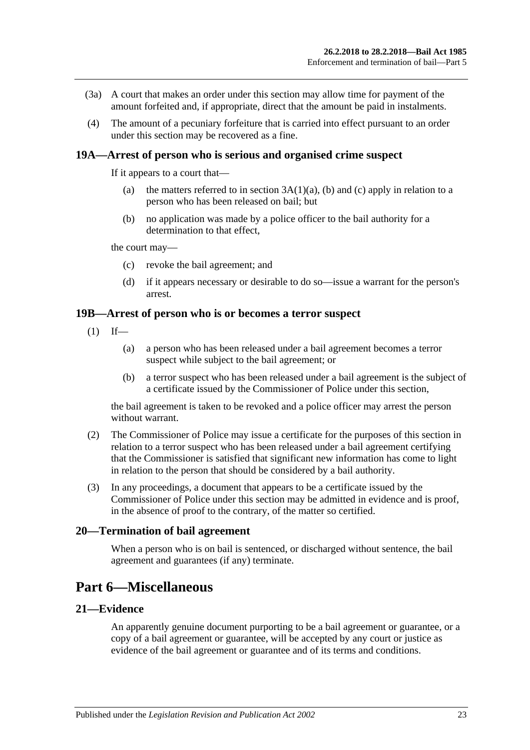(3a) A court that makes an order under this section may allow time for payment of the amount forfeited and, if appropriate, direct that the amount be paid in instalments.

(4) The amount of a pecuniary forfeiture that is carried into effect pursuant to an order under this section may be recovered as a fine.

### 19A—Arrest of person who is serious and organised crime suspect

If it appears to a court that—

(a) the matters referred to in section 3A(1)(a), (b) and (c) apply in relation to a person who has been released on bail; but

(b) no application was made by a police officer to the bail authority for a determination to that effect,

the court may—

(c) revoke the bail agreement; and

(d) if it appears necessary or desirable to do so—issue a warrant for the person's arrest.

### 19B—Arrest of person who is or becomes a terror suspect

(1) If—

(a) a person who has been released under a bail agreement becomes a terror suspect while subject to the bail agreement; or

(b) a terror suspect who has been released under a bail agreement is the subject of a certificate issued by the Commissioner of Police under this section,

the bail agreement is taken to be revoked and a police officer may arrest the person without warrant.

(2) The Commissioner of Police may issue a certificate for the purposes of this section in relation to a terror suspect who has been released under a bail agreement certifying that the Commissioner is satisfied that significant new information has come to light in relation to the person that should be considered by a bail authority.

(3) In any proceedings, a document that appears to be a certificate issued by the Commissioner of Police under this section may be admitted in evidence and is proof, in the absence of proof to the contrary, of the matter so certified.

### 20—Termination of bail agreement

When a person who is on bail is sentenced, or discharged without sentence, the bail agreement and guarantees (if any) terminate.

## Part 6—Miscellaneous

### 21—Evidence

An apparently genuine document purporting to be a bail agreement or guarantee, or a copy of a bail agreement or guarantee, will be accepted by any court or justice as evidence of the bail agreement or guarantee and of its terms and conditions.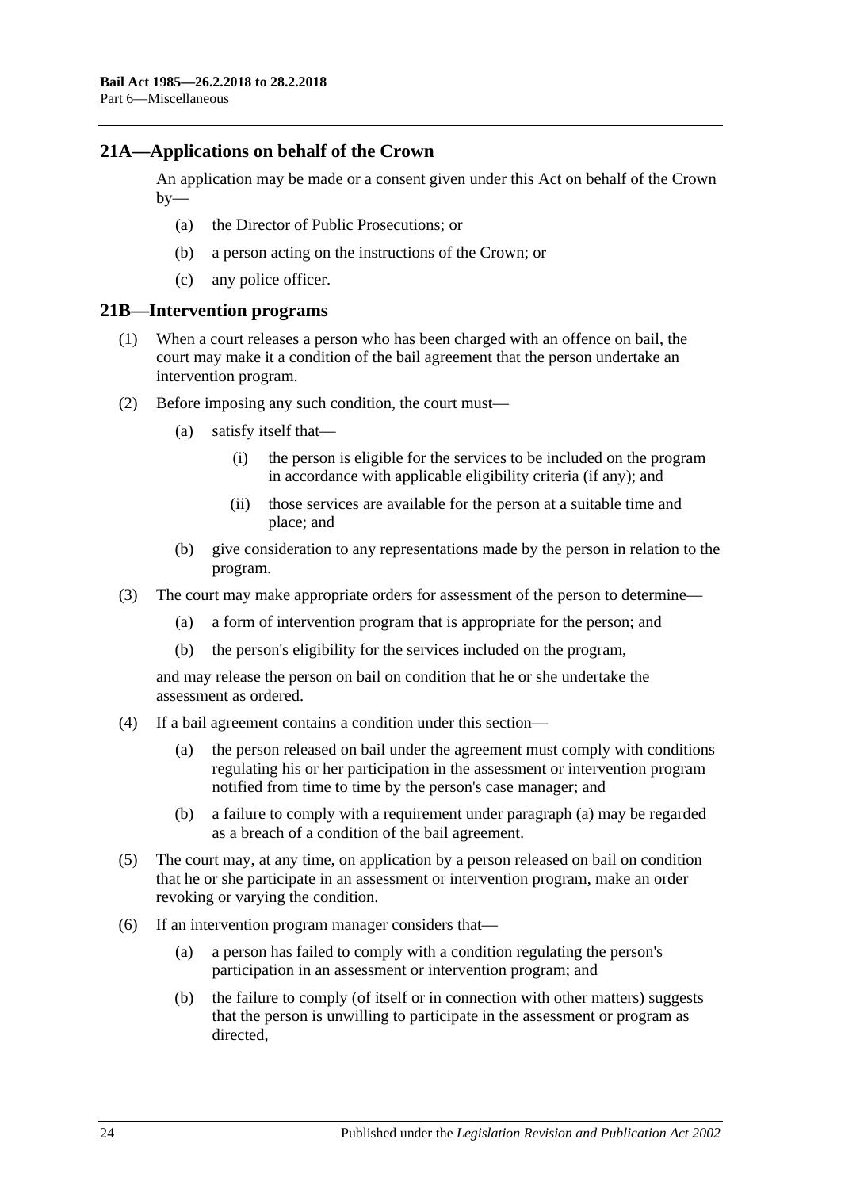## 21A—Applications on behalf of the Crown

An application may be made or a consent given under this Act on behalf of the Crown by—

(a) the Director of Public Prosecutions; or

(b) a person acting on the instructions of the Crown; or

(c) any police officer.

## 21B—Intervention programs

(1) When a court releases a person who has been charged with an offence on bail, the court may make it a condition of the bail agreement that the person undertake an intervention program.

(2) Before imposing any such condition, the court must—

(a) satisfy itself that—

(i) the person is eligible for the services to be included on the program in accordance with applicable eligibility criteria (if any); and

(ii) those services are available for the person at a suitable time and place; and

(b) give consideration to any representations made by the person in relation to the program.

(3) The court may make appropriate orders for assessment of the person to determine—

(a) a form of intervention program that is appropriate for the person; and

(b) the person's eligibility for the services included on the program,

and may release the person on bail on condition that he or she undertake the assessment as ordered.

(4) If a bail agreement contains a condition under this section—

(a) the person released on bail under the agreement must comply with conditions regulating his or her participation in the assessment or intervention program notified from time to time by the person's case manager; and

(b) a failure to comply with a requirement under paragraph (a) may be regarded as a breach of a condition of the bail agreement.

(5) The court may, at any time, on application by a person released on bail on condition that he or she participate in an assessment or intervention program, make an order revoking or varying the condition.

(6) If an intervention program manager considers that—

(a) a person has failed to comply with a condition regulating the person's participation in an assessment or intervention program; and

(b) the failure to comply (of itself or in connection with other matters) suggests that the person is unwilling to participate in the assessment or program as directed,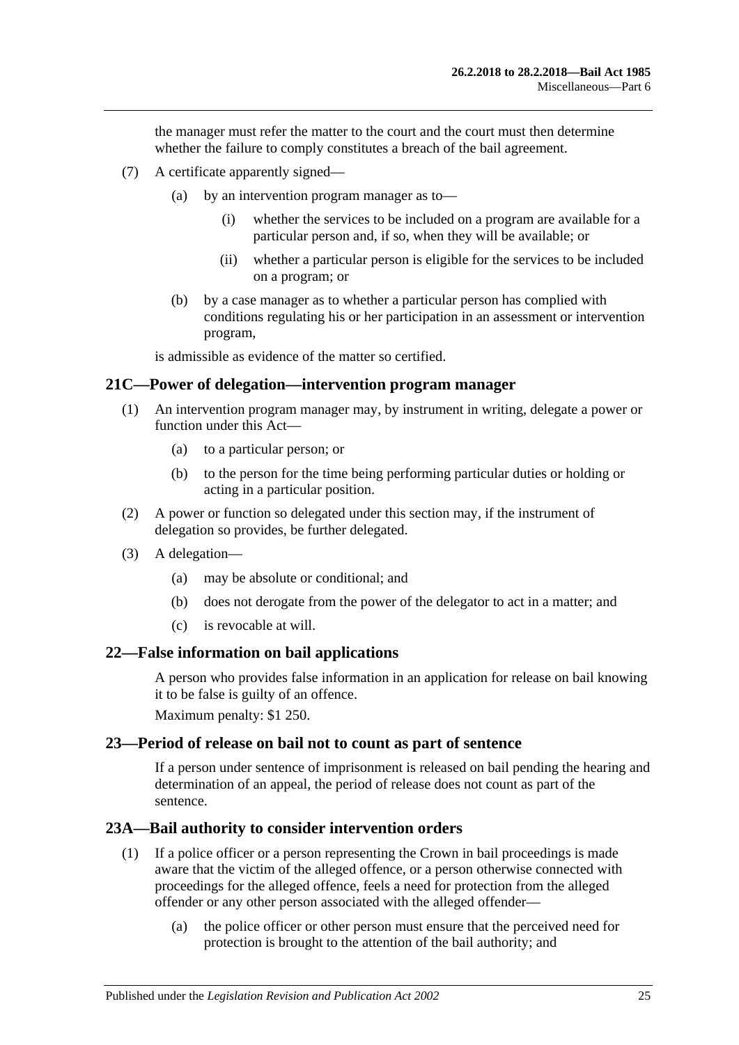the manager must refer the matter to the court and the court must then determine whether the failure to comply constitutes a breach of the bail agreement.

(7) A certificate apparently signed—

(a) by an intervention program manager as to—

(i) whether the services to be included on a program are available for a particular person and, if so, when they will be available; or

(ii) whether a particular person is eligible for the services to be included on a program; or

(b) by a case manager as to whether a particular person has complied with conditions regulating his or her participation in an assessment or intervention program,

is admissible as evidence of the matter so certified.

## 21C—Power of delegation—intervention program manager

(1) An intervention program manager may, by instrument in writing, delegate a power or function under this Act—

(a) to a particular person; or

(b) to the person for the time being performing particular duties or holding or acting in a particular position.

(2) A power or function so delegated under this section may, if the instrument of delegation so provides, be further delegated.

(3) A delegation—

(a) may be absolute or conditional; and

(b) does not derogate from the power of the delegator to act in a matter; and

(c) is revocable at will.

## 22—False information on bail applications

A person who provides false information in an application for release on bail knowing it to be false is guilty of an offence.

Maximum penalty: $1 250.

## 23—Period of release on bail not to count as part of sentence

If a person under sentence of imprisonment is released on bail pending the hearing and determination of an appeal, the period of release does not count as part of the sentence.

## 23A—Bail authority to consider intervention orders

(1) If a police officer or a person representing the Crown in bail proceedings is made aware that the victim of the alleged offence, or a person otherwise connected with proceedings for the alleged offence, feels a need for protection from the alleged offender or any other person associated with the alleged offender—

(a) the police officer or other person must ensure that the perceived need for protection is brought to the attention of the bail authority; and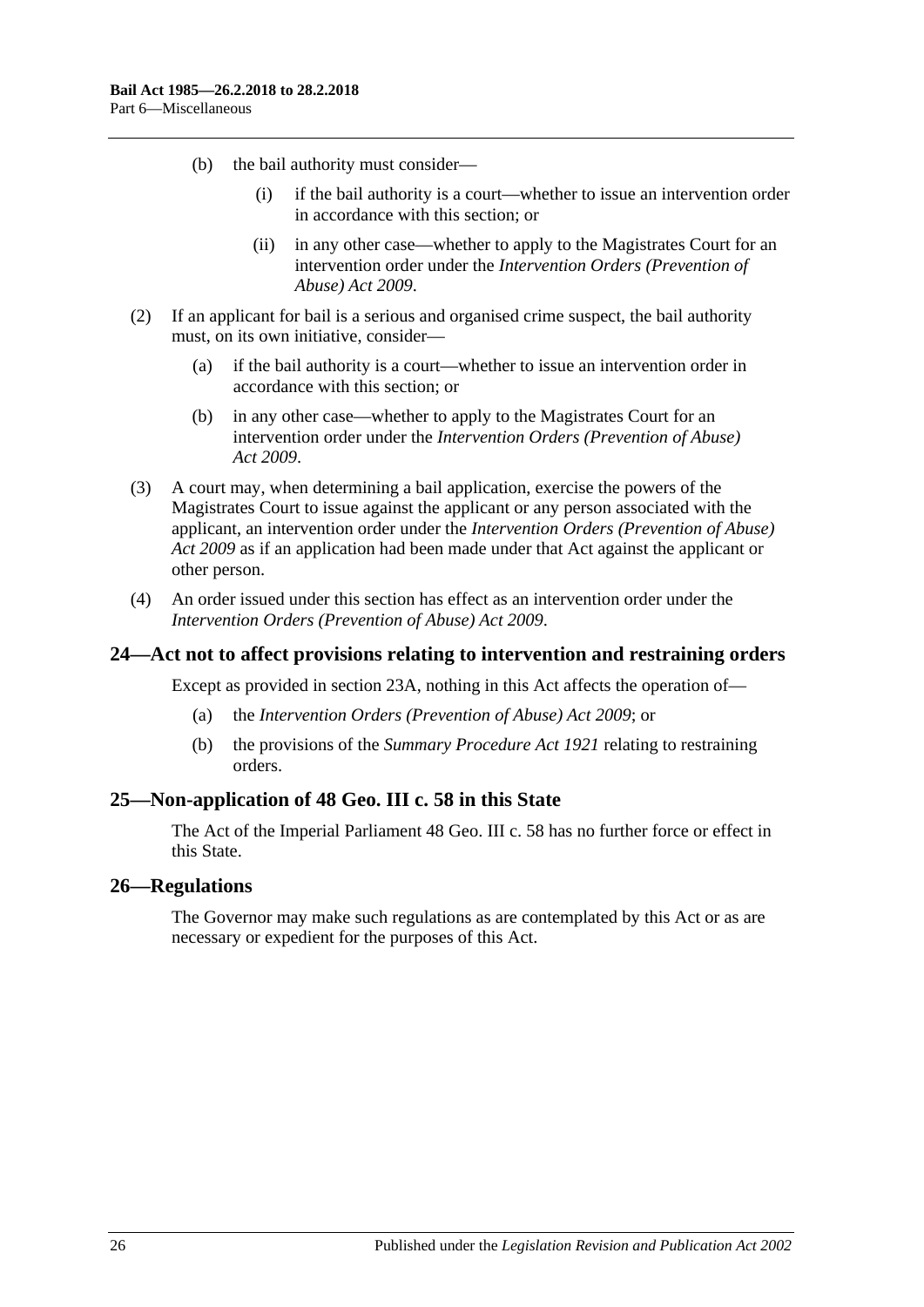(b) the bail authority must consider—

(i) if the bail authority is a court—whether to issue an intervention order in accordance with this section; or

(ii) in any other case—whether to apply to the Magistrates Court for an intervention order under the *Intervention Orders (Prevention of Abuse) Act 2009*.

(2) If an applicant for bail is a serious and organised crime suspect, the bail authority must, on its own initiative, consider—

(a) if the bail authority is a court—whether to issue an intervention order in accordance with this section; or

(b) in any other case—whether to apply to the Magistrates Court for an intervention order under the *Intervention Orders (Prevention of Abuse) Act 2009*.

(3) A court may, when determining a bail application, exercise the powers of the Magistrates Court to issue against the applicant or any person associated with the applicant, an intervention order under the *Intervention Orders (Prevention of Abuse) Act 2009* as if an application had been made under that Act against the applicant or other person.

(4) An order issued under this section has effect as an intervention order under the *Intervention Orders (Prevention of Abuse) Act 2009*.

## 24—Act not to affect provisions relating to intervention and restraining orders

Except as provided in section 23A, nothing in this Act affects the operation of—

(a) the *Intervention Orders (Prevention of Abuse) Act 2009*; or

(b) the provisions of the *Summary Procedure Act 1921* relating to restraining orders.

## 25—Non-application of 48 Geo. III c. 58 in this State

The Act of the Imperial Parliament 48 Geo. III c. 58 has no further force or effect in this State.

## 26—Regulations

The Governor may make such regulations as are contemplated by this Act or as are necessary or expedient for the purposes of this Act.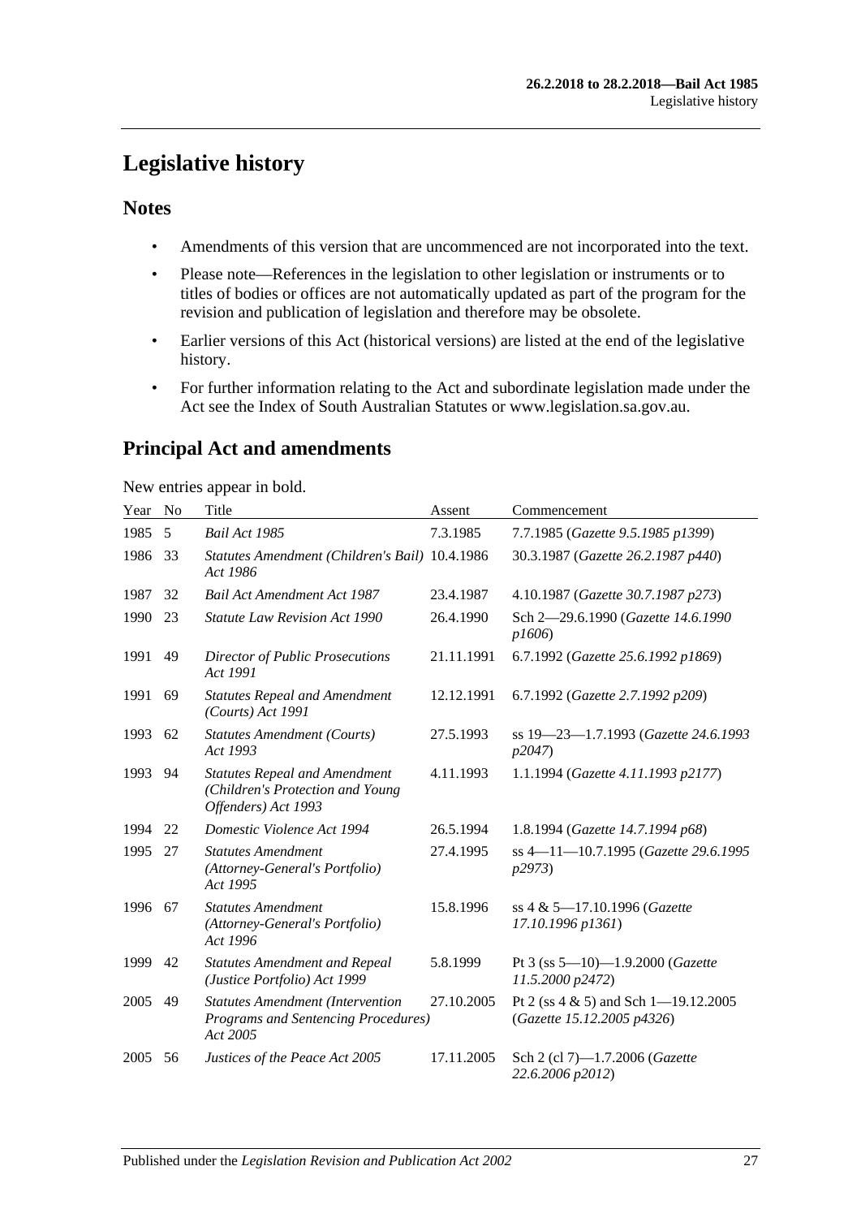# Legislative history

## Notes

- Amendments of this version that are uncommenced are not incorporated into the text.
- Please note—References in the legislation to other legislation or instruments or to titles of bodies or offices are not automatically updated as part of the program for the revision and publication of legislation and therefore may be obsolete.
- Earlier versions of this Act (historical versions) are listed at the end of the legislative history.
- For further information relating to the Act and subordinate legislation made under the Act see the Index of South Australian Statutes or www.legislation.sa.gov.au.

## Principal Act and amendments

New entries appear in bold.

| Year | No | Title | Assent | Commencement |
|---|---|---|---|---|
| 1985 | 5 | *Bail Act 1985* | 7.3.1985 | 7.7.1985 (*Gazette 9.5.1985 p1399*) |
| 1986 | 33 | *Statutes Amendment (Children's Bail) Act 1986* | 10.4.1986 | 30.3.1987 (*Gazette 26.2.1987 p440*) |
| 1987 | 32 | *Bail Act Amendment Act 1987* | 23.4.1987 | 4.10.1987 (*Gazette 30.7.1987 p273*) |
| 1990 | 23 | *Statute Law Revision Act 1990* | 26.4.1990 | Sch 2—29.6.1990 (*Gazette 14.6.1990 p1606*) |
| 1991 | 49 | *Director of Public Prosecutions Act 1991* | 21.11.1991 | 6.7.1992 (*Gazette 25.6.1992 p1869*) |
| 1991 | 69 | *Statutes Repeal and Amendment (Courts) Act 1991* | 12.12.1991 | 6.7.1992 (*Gazette 2.7.1992 p209*) |
| 1993 | 62 | *Statutes Amendment (Courts) Act 1993* | 27.5.1993 | ss 19—23—1.7.1993 (*Gazette 24.6.1993 p2047*) |
| 1993 | 94 | *Statutes Repeal and Amendment (Children's Protection and Young Offenders) Act 1993* | 4.11.1993 | 1.1.1994 (*Gazette 4.11.1993 p2177*) |
| 1994 | 22 | *Domestic Violence Act 1994* | 26.5.1994 | 1.8.1994 (*Gazette 14.7.1994 p68*) |
| 1995 | 27 | *Statutes Amendment (Attorney-General's Portfolio) Act 1995* | 27.4.1995 | ss 4—11—10.7.1995 (*Gazette 29.6.1995 p2973*) |
| 1996 | 67 | *Statutes Amendment (Attorney-General's Portfolio) Act 1996* | 15.8.1996 | ss 4 & 5—17.10.1996 (*Gazette 17.10.1996 p1361*) |
| 1999 | 42 | *Statutes Amendment and Repeal (Justice Portfolio) Act 1999* | 5.8.1999 | Pt 3 (ss 5—10)—1.9.2000 (*Gazette 11.5.2000 p2472*) |
| 2005 | 49 | *Statutes Amendment (Intervention Programs and Sentencing Procedures) Act 2005* | 27.10.2005 | Pt 2 (ss 4 & 5) and Sch 1—19.12.2005 (*Gazette 15.12.2005 p4326*) |
| 2005 | 56 | *Justices of the Peace Act 2005* | 17.11.2005 | Sch 2 (cl 7)—1.7.2006 (*Gazette 22.6.2006 p2012*) |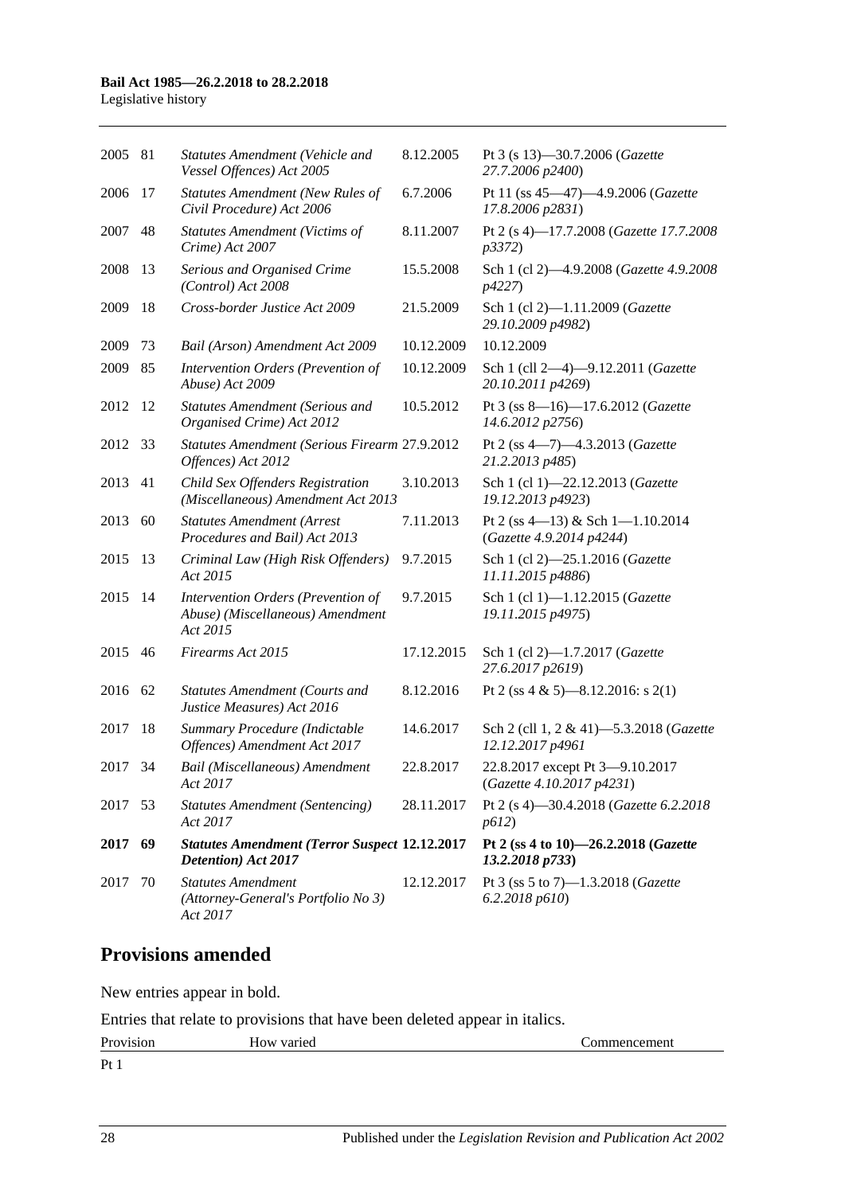| | | | | |
|---|---|---|---|---|
| 2005 | 81 | *Statutes Amendment (Vehicle and Vessel Offences) Act 2005* | 8.12.2005 | Pt 3 (s 13)—30.7.2006 (*Gazette 27.7.2006 p2400*) |
| 2006 | 17 | *Statutes Amendment (New Rules of Civil Procedure) Act 2006* | 6.7.2006 | Pt 11 (ss 45—47)—4.9.2006 (*Gazette 17.8.2006 p2831*) |
| 2007 | 48 | *Statutes Amendment (Victims of Crime) Act 2007* | 8.11.2007 | Pt 2 (s 4)—17.7.2008 (*Gazette 17.7.2008 p3372*) |
| 2008 | 13 | *Serious and Organised Crime (Control) Act 2008* | 15.5.2008 | Sch 1 (cl 2)—4.9.2008 (*Gazette 4.9.2008 p4227*) |
| 2009 | 18 | *Cross-border Justice Act 2009* | 21.5.2009 | Sch 1 (cl 2)—1.11.2009 (*Gazette 29.10.2009 p4982*) |
| 2009 | 73 | *Bail (Arson) Amendment Act 2009* | 10.12.2009 | 10.12.2009 |
| 2009 | 85 | *Intervention Orders (Prevention of Abuse) Act 2009* | 10.12.2009 | Sch 1 (cll 2—4)—9.12.2011 (*Gazette 20.10.2011 p4269*) |
| 2012 | 12 | *Statutes Amendment (Serious and Organised Crime) Act 2012* | 10.5.2012 | Pt 3 (ss 8—16)—17.6.2012 (*Gazette 14.6.2012 p2756*) |
| 2012 | 33 | *Statutes Amendment (Serious Firearm Offences) Act 2012* | 27.9.2012 | Pt 2 (ss 4—7)—4.3.2013 (*Gazette 21.2.2013 p485*) |
| 2013 | 41 | *Child Sex Offenders Registration (Miscellaneous) Amendment Act 2013* | 3.10.2013 | Sch 1 (cl 1)—22.12.2013 (*Gazette 19.12.2013 p4923*) |
| 2013 | 60 | *Statutes Amendment (Arrest Procedures and Bail) Act 2013* | 7.11.2013 | Pt 2 (ss 4—13) & Sch 1—1.10.2014 (*Gazette 4.9.2014 p4244*) |
| 2015 | 13 | *Criminal Law (High Risk Offenders) Act 2015* | 9.7.2015 | Sch 1 (cl 2)—25.1.2016 (*Gazette 11.11.2015 p4886*) |
| 2015 | 14 | *Intervention Orders (Prevention of Abuse) (Miscellaneous) Amendment Act 2015* | 9.7.2015 | Sch 1 (cl 1)—1.12.2015 (*Gazette 19.11.2015 p4975*) |
| 2015 | 46 | *Firearms Act 2015* | 17.12.2015 | Sch 1 (cl 2)—1.7.2017 (*Gazette 27.6.2017 p2619*) |
| 2016 | 62 | *Statutes Amendment (Courts and Justice Measures) Act 2016* | 8.12.2016 | Pt 2 (ss 4 & 5)—8.12.2016: s 2(1) |
| 2017 | 18 | *Summary Procedure (Indictable Offences) Amendment Act 2017* | 14.6.2017 | Sch 2 (cll 1, 2 & 41)—5.3.2018 (*Gazette 12.12.2017 p4961* |
| 2017 | 34 | *Bail (Miscellaneous) Amendment Act 2017* | 22.8.2017 | 22.8.2017 except Pt 3—9.10.2017 (*Gazette 4.10.2017 p4231*) |
| 2017 | 53 | *Statutes Amendment (Sentencing) Act 2017* | 28.11.2017 | Pt 2 (s 4)—30.4.2018 (*Gazette 6.2.2018 p612*) |
| **2017** | **69** | ***Statutes Amendment (Terror Suspect Detention) Act 2017*** | **12.12.2017** | **Pt 2 (ss 4 to 10)—26.2.2018 (*Gazette 13.2.2018 p733*)** |
| 2017 | 70 | *Statutes Amendment (Attorney-General's Portfolio No 3) Act 2017* | 12.12.2017 | Pt 3 (ss 5 to 7)—1.3.2018 (*Gazette 6.2.2018 p610*) |

## Provisions amended

New entries appear in bold.

Entries that relate to provisions that have been deleted appear in italics.

| Provision | How varied | Commencement |
|---|---|---|
| Pt 1 | | |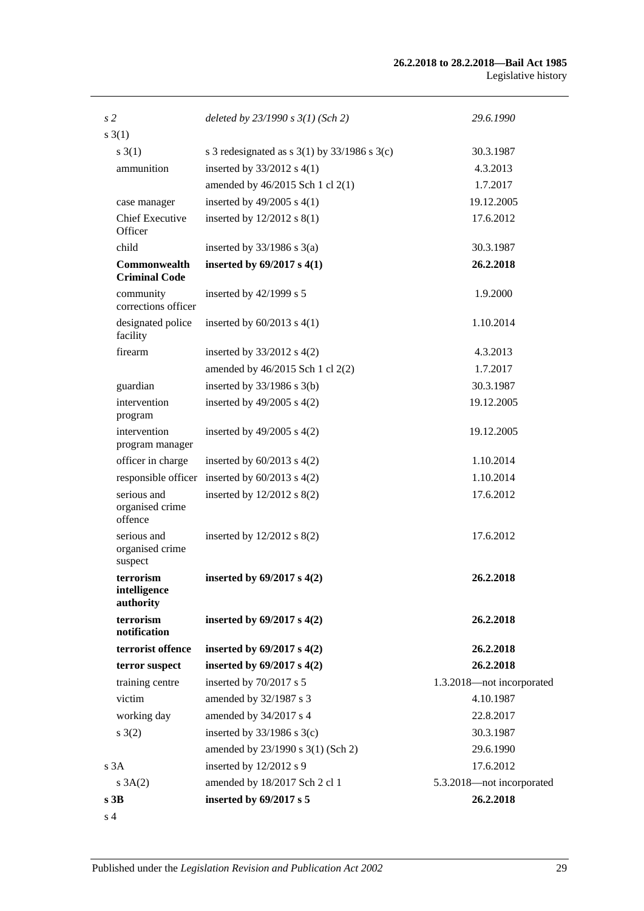| | | |
|---|---|---|
| *s 2* | *deleted by 23/1990 s 3(1) (Sch 2)* | *29.6.1990* |
| s 3(1) | | |
| s 3(1) | s 3 redesignated as s 3(1) by 33/1986 s 3(c) | 30.3.1987 |
| ammunition | inserted by 33/2012 s 4(1) | 4.3.2013 |
| | amended by 46/2015 Sch 1 cl 2(1) | 1.7.2017 |
| case manager | inserted by 49/2005 s 4(1) | 19.12.2005 |
| Chief Executive Officer | inserted by 12/2012 s 8(1) | 17.6.2012 |
| child | inserted by 33/1986 s 3(a) | 30.3.1987 |
| **Commonwealth Criminal Code** | **inserted by 69/2017 s 4(1)** | **26.2.2018** |
| community corrections officer | inserted by 42/1999 s 5 | 1.9.2000 |
| designated police facility | inserted by 60/2013 s 4(1) | 1.10.2014 |
| firearm | inserted by 33/2012 s 4(2) | 4.3.2013 |
| | amended by 46/2015 Sch 1 cl 2(2) | 1.7.2017 |
| guardian | inserted by 33/1986 s 3(b) | 30.3.1987 |
| intervention program | inserted by 49/2005 s 4(2) | 19.12.2005 |
| intervention program manager | inserted by 49/2005 s 4(2) | 19.12.2005 |
| officer in charge | inserted by 60/2013 s 4(2) | 1.10.2014 |
| responsible officer | inserted by 60/2013 s 4(2) | 1.10.2014 |
| serious and organised crime offence | inserted by 12/2012 s 8(2) | 17.6.2012 |
| serious and organised crime suspect | inserted by 12/2012 s 8(2) | 17.6.2012 |
| **terrorism intelligence authority** | **inserted by 69/2017 s 4(2)** | **26.2.2018** |
| **terrorism notification** | **inserted by 69/2017 s 4(2)** | **26.2.2018** |
| **terrorist offence** | **inserted by 69/2017 s 4(2)** | **26.2.2018** |
| **terror suspect** | **inserted by 69/2017 s 4(2)** | **26.2.2018** |
| training centre | inserted by 70/2017 s 5 | 1.3.2018—not incorporated |
| victim | amended by 32/1987 s 3 | 4.10.1987 |
| working day | amended by 34/2017 s 4 | 22.8.2017 |
| s 3(2) | inserted by 33/1986 s 3(c) | 30.3.1987 |
| | amended by 23/1990 s 3(1) (Sch 2) | 29.6.1990 |
| s 3A | inserted by 12/2012 s 9 | 17.6.2012 |
| s 3A(2) | amended by 18/2017 Sch 2 cl 1 | 5.3.2018—not incorporated |
| **s 3B** | **inserted by 69/2017 s 5** | **26.2.2018** |
| s 4 | | |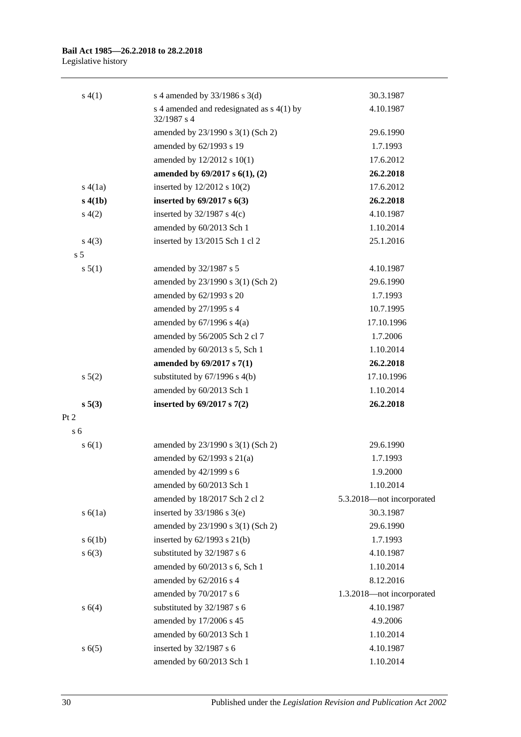| | | |
|---|---|---|
| s 4(1) | s 4 amended by 33/1986 s 3(d) | 30.3.1987 |
| | s 4 amended and redesignated as s 4(1) by 32/1987 s 4 | 4.10.1987 |
| | amended by 23/1990 s 3(1) (Sch 2) | 29.6.1990 |
| | amended by 62/1993 s 19 | 1.7.1993 |
| | amended by 12/2012 s 10(1) | 17.6.2012 |
| | **amended by 69/2017 s 6(1), (2)** | **26.2.2018** |
| s 4(1a) | inserted by 12/2012 s 10(2) | 17.6.2012 |
| **s 4(1b)** | **inserted by 69/2017 s 6(3)** | **26.2.2018** |
| s 4(2) | inserted by 32/1987 s 4(c) | 4.10.1987 |
| | amended by 60/2013 Sch 1 | 1.10.2014 |
| s 4(3) | inserted by 13/2015 Sch 1 cl 2 | 25.1.2016 |
| s 5 | | |
| s 5(1) | amended by 32/1987 s 5 | 4.10.1987 |
| | amended by 23/1990 s 3(1) (Sch 2) | 29.6.1990 |
| | amended by 62/1993 s 20 | 1.7.1993 |
| | amended by 27/1995 s 4 | 10.7.1995 |
| | amended by 67/1996 s 4(a) | 17.10.1996 |
| | amended by 56/2005 Sch 2 cl 7 | 1.7.2006 |
| | amended by 60/2013 s 5, Sch 1 | 1.10.2014 |
| | **amended by 69/2017 s 7(1)** | **26.2.2018** |
| s 5(2) | substituted by 67/1996 s 4(b) | 17.10.1996 |
| | amended by 60/2013 Sch 1 | 1.10.2014 |
| **s 5(3)** | **inserted by 69/2017 s 7(2)** | **26.2.2018** |
| Pt 2 | | |
| s 6 | | |
| s 6(1) | amended by 23/1990 s 3(1) (Sch 2) | 29.6.1990 |
| | amended by 62/1993 s 21(a) | 1.7.1993 |
| | amended by 42/1999 s 6 | 1.9.2000 |
| | amended by 60/2013 Sch 1 | 1.10.2014 |
| | amended by 18/2017 Sch 2 cl 2 | 5.3.2018—not incorporated |
| s 6(1a) | inserted by 33/1986 s 3(e) | 30.3.1987 |
| | amended by 23/1990 s 3(1) (Sch 2) | 29.6.1990 |
| s 6(1b) | inserted by 62/1993 s 21(b) | 1.7.1993 |
| s 6(3) | substituted by 32/1987 s 6 | 4.10.1987 |
| | amended by 60/2013 s 6, Sch 1 | 1.10.2014 |
| | amended by 62/2016 s 4 | 8.12.2016 |
| | amended by 70/2017 s 6 | 1.3.2018—not incorporated |
| s 6(4) | substituted by 32/1987 s 6 | 4.10.1987 |
| | amended by 17/2006 s 45 | 4.9.2006 |
| | amended by 60/2013 Sch 1 | 1.10.2014 |
| s 6(5) | inserted by 32/1987 s 6 | 4.10.1987 |
| | amended by 60/2013 Sch 1 | 1.10.2014 |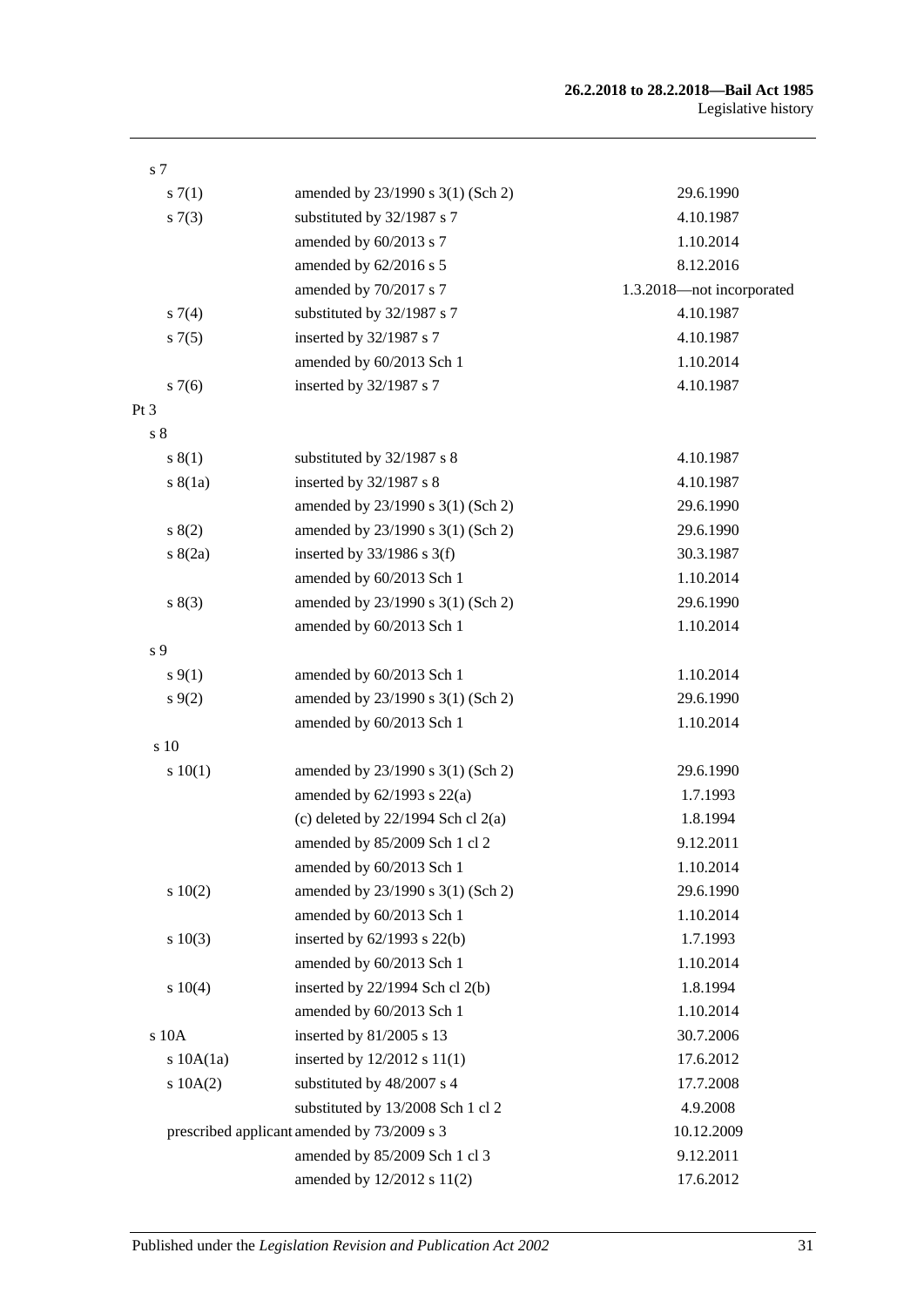| | | |
|---|---|---|
| s 7 | | |
| s 7(1) | amended by 23/1990 s 3(1) (Sch 2) | 29.6.1990 |
| s 7(3) | substituted by 32/1987 s 7 | 4.10.1987 |
| | amended by 60/2013 s 7 | 1.10.2014 |
| | amended by 62/2016 s 5 | 8.12.2016 |
| | amended by 70/2017 s 7 | 1.3.2018—not incorporated |
| s 7(4) | substituted by 32/1987 s 7 | 4.10.1987 |
| s 7(5) | inserted by 32/1987 s 7 | 4.10.1987 |
| | amended by 60/2013 Sch 1 | 1.10.2014 |
| s 7(6) | inserted by 32/1987 s 7 | 4.10.1987 |
| Pt 3 | | |
| s 8 | | |
| s 8(1) | substituted by 32/1987 s 8 | 4.10.1987 |
| s 8(1a) | inserted by 32/1987 s 8 | 4.10.1987 |
| | amended by 23/1990 s 3(1) (Sch 2) | 29.6.1990 |
| s 8(2) | amended by 23/1990 s 3(1) (Sch 2) | 29.6.1990 |
| s 8(2a) | inserted by 33/1986 s 3(f) | 30.3.1987 |
| | amended by 60/2013 Sch 1 | 1.10.2014 |
| s 8(3) | amended by 23/1990 s 3(1) (Sch 2) | 29.6.1990 |
| | amended by 60/2013 Sch 1 | 1.10.2014 |
| s 9 | | |
| s 9(1) | amended by 60/2013 Sch 1 | 1.10.2014 |
| s 9(2) | amended by 23/1990 s 3(1) (Sch 2) | 29.6.1990 |
| | amended by 60/2013 Sch 1 | 1.10.2014 |
| s 10 | | |
| s 10(1) | amended by 23/1990 s 3(1) (Sch 2) | 29.6.1990 |
| | amended by 62/1993 s 22(a) | 1.7.1993 |
| | (c) deleted by 22/1994 Sch cl 2(a) | 1.8.1994 |
| | amended by 85/2009 Sch 1 cl 2 | 9.12.2011 |
| | amended by 60/2013 Sch 1 | 1.10.2014 |
| s 10(2) | amended by 23/1990 s 3(1) (Sch 2) | 29.6.1990 |
| | amended by 60/2013 Sch 1 | 1.10.2014 |
| s 10(3) | inserted by 62/1993 s 22(b) | 1.7.1993 |
| | amended by 60/2013 Sch 1 | 1.10.2014 |
| s 10(4) | inserted by 22/1994 Sch cl 2(b) | 1.8.1994 |
| | amended by 60/2013 Sch 1 | 1.10.2014 |
| s 10A | inserted by 81/2005 s 13 | 30.7.2006 |
| s 10A(1a) | inserted by 12/2012 s 11(1) | 17.6.2012 |
| s 10A(2) | substituted by 48/2007 s 4 | 17.7.2008 |
| | substituted by 13/2008 Sch 1 cl 2 | 4.9.2008 |
| prescribed applicant | amended by 73/2009 s 3 | 10.12.2009 |
| | amended by 85/2009 Sch 1 cl 3 | 9.12.2011 |
| | amended by 12/2012 s 11(2) | 17.6.2012 |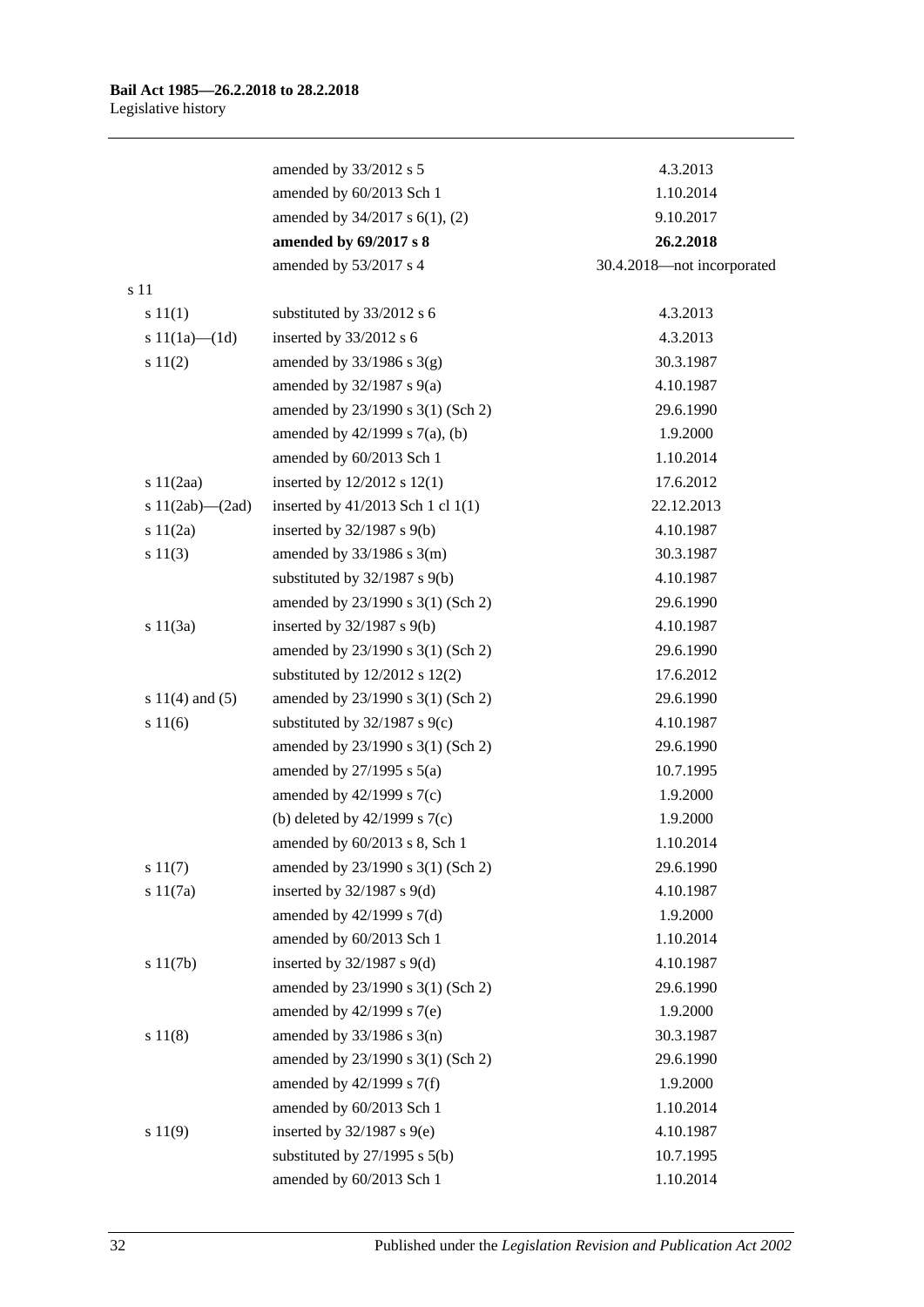| | | |
|---|---|---|
| | amended by 33/2012 s 5 | 4.3.2013 |
| | amended by 60/2013 Sch 1 | 1.10.2014 |
| | amended by 34/2017 s 6(1), (2) | 9.10.2017 |
| | **amended by 69/2017 s 8** | **26.2.2018** |
| | amended by 53/2017 s 4 | 30.4.2018—not incorporated |
| s 11 | | |
| s 11(1) | substituted by 33/2012 s 6 | 4.3.2013 |
| s 11(1a)—(1d) | inserted by 33/2012 s 6 | 4.3.2013 |
| s 11(2) | amended by 33/1986 s 3(g) | 30.3.1987 |
| | amended by 32/1987 s 9(a) | 4.10.1987 |
| | amended by 23/1990 s 3(1) (Sch 2) | 29.6.1990 |
| | amended by 42/1999 s 7(a), (b) | 1.9.2000 |
| | amended by 60/2013 Sch 1 | 1.10.2014 |
| s 11(2aa) | inserted by 12/2012 s 12(1) | 17.6.2012 |
| s 11(2ab)—(2ad) | inserted by 41/2013 Sch 1 cl 1(1) | 22.12.2013 |
| s 11(2a) | inserted by 32/1987 s 9(b) | 4.10.1987 |
| s 11(3) | amended by 33/1986 s 3(m) | 30.3.1987 |
| | substituted by 32/1987 s 9(b) | 4.10.1987 |
| | amended by 23/1990 s 3(1) (Sch 2) | 29.6.1990 |
| s 11(3a) | inserted by 32/1987 s 9(b) | 4.10.1987 |
| | amended by 23/1990 s 3(1) (Sch 2) | 29.6.1990 |
| | substituted by 12/2012 s 12(2) | 17.6.2012 |
| s 11(4) and (5) | amended by 23/1990 s 3(1) (Sch 2) | 29.6.1990 |
| s 11(6) | substituted by 32/1987 s 9(c) | 4.10.1987 |
| | amended by 23/1990 s 3(1) (Sch 2) | 29.6.1990 |
| | amended by 27/1995 s 5(a) | 10.7.1995 |
| | amended by 42/1999 s 7(c) | 1.9.2000 |
| | (b) deleted by 42/1999 s 7(c) | 1.9.2000 |
| | amended by 60/2013 s 8, Sch 1 | 1.10.2014 |
| s 11(7) | amended by 23/1990 s 3(1) (Sch 2) | 29.6.1990 |
| s 11(7a) | inserted by 32/1987 s 9(d) | 4.10.1987 |
| | amended by 42/1999 s 7(d) | 1.9.2000 |
| | amended by 60/2013 Sch 1 | 1.10.2014 |
| s 11(7b) | inserted by 32/1987 s 9(d) | 4.10.1987 |
| | amended by 23/1990 s 3(1) (Sch 2) | 29.6.1990 |
| | amended by 42/1999 s 7(e) | 1.9.2000 |
| s 11(8) | amended by 33/1986 s 3(n) | 30.3.1987 |
| | amended by 23/1990 s 3(1) (Sch 2) | 29.6.1990 |
| | amended by 42/1999 s 7(f) | 1.9.2000 |
| | amended by 60/2013 Sch 1 | 1.10.2014 |
| s 11(9) | inserted by 32/1987 s 9(e) | 4.10.1987 |
| | substituted by 27/1995 s 5(b) | 10.7.1995 |
| | amended by 60/2013 Sch 1 | 1.10.2014 |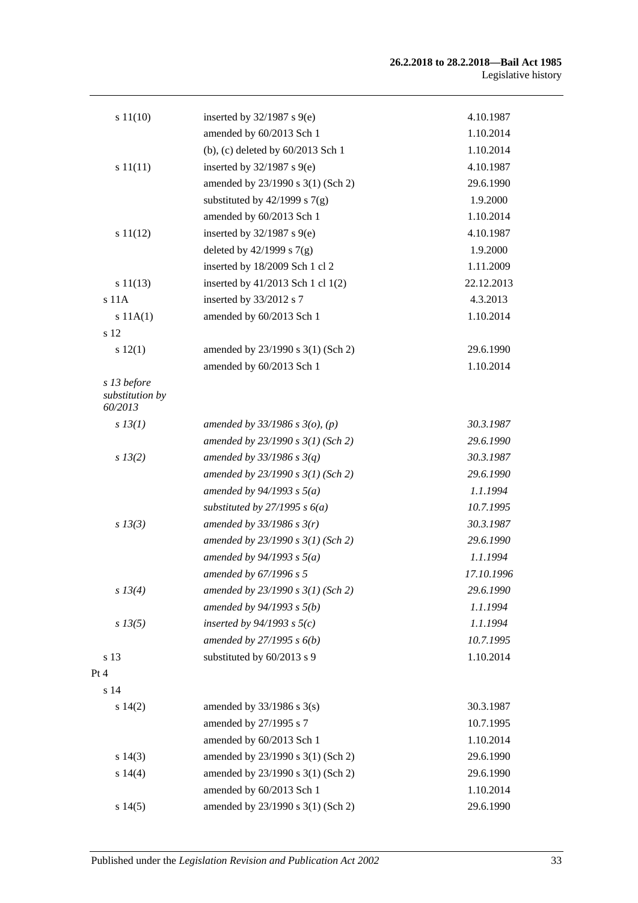| | | |
|---|---|---|
| s 11(10) | inserted by 32/1987 s 9(e) | 4.10.1987 |
| | amended by 60/2013 Sch 1 | 1.10.2014 |
| | (b), (c) deleted by 60/2013 Sch 1 | 1.10.2014 |
| s 11(11) | inserted by 32/1987 s 9(e) | 4.10.1987 |
| | amended by 23/1990 s 3(1) (Sch 2) | 29.6.1990 |
| | substituted by 42/1999 s 7(g) | 1.9.2000 |
| | amended by 60/2013 Sch 1 | 1.10.2014 |
| s 11(12) | inserted by 32/1987 s 9(e) | 4.10.1987 |
| | deleted by 42/1999 s 7(g) | 1.9.2000 |
| | inserted by 18/2009 Sch 1 cl 2 | 1.11.2009 |
| s 11(13) | inserted by 41/2013 Sch 1 cl 1(2) | 22.12.2013 |
| s 11A | inserted by 33/2012 s 7 | 4.3.2013 |
| s 11A(1) | amended by 60/2013 Sch 1 | 1.10.2014 |
| s 12 | | |
| s 12(1) | amended by 23/1990 s 3(1) (Sch 2) | 29.6.1990 |
| | amended by 60/2013 Sch 1 | 1.10.2014 |
| *s 13 before substitution by 60/2013* | | |
| *s 13(1)* | *amended by 33/1986 s 3(o), (p)* | *30.3.1987* |
| | *amended by 23/1990 s 3(1) (Sch 2)* | *29.6.1990* |
| *s 13(2)* | *amended by 33/1986 s 3(q)* | *30.3.1987* |
| | *amended by 23/1990 s 3(1) (Sch 2)* | *29.6.1990* |
| | *amended by 94/1993 s 5(a)* | *1.1.1994* |
| | *substituted by 27/1995 s 6(a)* | *10.7.1995* |
| *s 13(3)* | *amended by 33/1986 s 3(r)* | *30.3.1987* |
| | *amended by 23/1990 s 3(1) (Sch 2)* | *29.6.1990* |
| | *amended by 94/1993 s 5(a)* | *1.1.1994* |
| | *amended by 67/1996 s 5* | *17.10.1996* |
| *s 13(4)* | *amended by 23/1990 s 3(1) (Sch 2)* | *29.6.1990* |
| | *amended by 94/1993 s 5(b)* | *1.1.1994* |
| *s 13(5)* | *inserted by 94/1993 s 5(c)* | *1.1.1994* |
| | *amended by 27/1995 s 6(b)* | *10.7.1995* |
| s 13 | substituted by 60/2013 s 9 | 1.10.2014 |
| Pt 4 | | |
| s 14 | | |
| s 14(2) | amended by 33/1986 s 3(s) | 30.3.1987 |
| | amended by 27/1995 s 7 | 10.7.1995 |
| | amended by 60/2013 Sch 1 | 1.10.2014 |
| s 14(3) | amended by 23/1990 s 3(1) (Sch 2) | 29.6.1990 |
| s 14(4) | amended by 23/1990 s 3(1) (Sch 2) | 29.6.1990 |
| | amended by 60/2013 Sch 1 | 1.10.2014 |
| s 14(5) | amended by 23/1990 s 3(1) (Sch 2) | 29.6.1990 |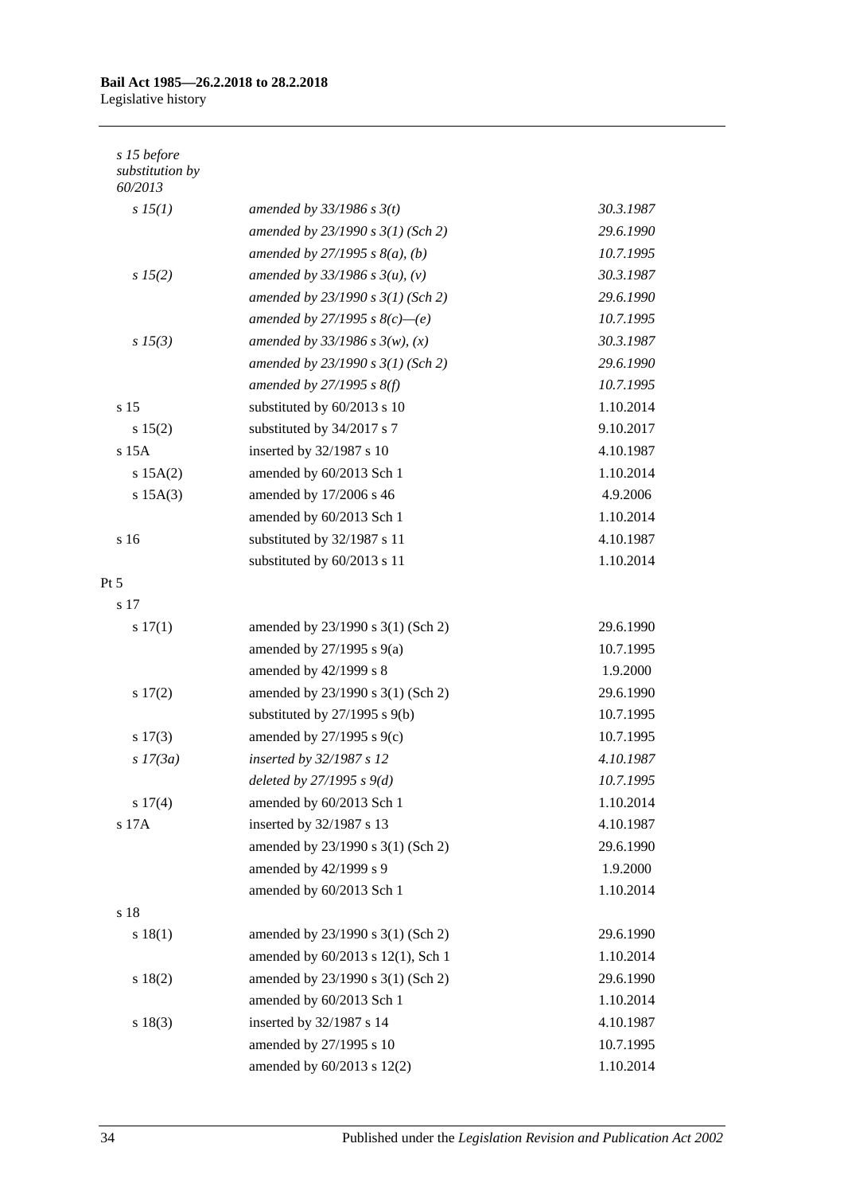| | | |
|---|---|---|
| *s 15 before substitution by 60/2013* | | |
| *s 15(1)* | *amended by 33/1986 s 3(t)* | *30.3.1987* |
| | *amended by 23/1990 s 3(1) (Sch 2)* | *29.6.1990* |
| | *amended by 27/1995 s 8(a), (b)* | *10.7.1995* |
| *s 15(2)* | *amended by 33/1986 s 3(u), (v)* | *30.3.1987* |
| | *amended by 23/1990 s 3(1) (Sch 2)* | *29.6.1990* |
| | *amended by 27/1995 s 8(c)—(e)* | *10.7.1995* |
| *s 15(3)* | *amended by 33/1986 s 3(w), (x)* | *30.3.1987* |
| | *amended by 23/1990 s 3(1) (Sch 2)* | *29.6.1990* |
| | *amended by 27/1995 s 8(f)* | *10.7.1995* |
| s 15 | substituted by 60/2013 s 10 | 1.10.2014 |
| s 15(2) | substituted by 34/2017 s 7 | 9.10.2017 |
| s 15A | inserted by 32/1987 s 10 | 4.10.1987 |
| s 15A(2) | amended by 60/2013 Sch 1 | 1.10.2014 |
| s 15A(3) | amended by 17/2006 s 46 | 4.9.2006 |
| | amended by 60/2013 Sch 1 | 1.10.2014 |
| s 16 | substituted by 32/1987 s 11 | 4.10.1987 |
| | substituted by 60/2013 s 11 | 1.10.2014 |
| Pt 5 | | |
| s 17 | | |
| s 17(1) | amended by 23/1990 s 3(1) (Sch 2) | 29.6.1990 |
| | amended by 27/1995 s 9(a) | 10.7.1995 |
| | amended by 42/1999 s 8 | 1.9.2000 |
| s 17(2) | amended by 23/1990 s 3(1) (Sch 2) | 29.6.1990 |
| | substituted by 27/1995 s 9(b) | 10.7.1995 |
| s 17(3) | amended by 27/1995 s 9(c) | 10.7.1995 |
| *s 17(3a)* | *inserted by 32/1987 s 12* | *4.10.1987* |
| | *deleted by 27/1995 s 9(d)* | *10.7.1995* |
| s 17(4) | amended by 60/2013 Sch 1 | 1.10.2014 |
| s 17A | inserted by 32/1987 s 13 | 4.10.1987 |
| | amended by 23/1990 s 3(1) (Sch 2) | 29.6.1990 |
| | amended by 42/1999 s 9 | 1.9.2000 |
| | amended by 60/2013 Sch 1 | 1.10.2014 |
| s 18 | | |
| s 18(1) | amended by 23/1990 s 3(1) (Sch 2) | 29.6.1990 |
| | amended by 60/2013 s 12(1), Sch 1 | 1.10.2014 |
| s 18(2) | amended by 23/1990 s 3(1) (Sch 2) | 29.6.1990 |
| | amended by 60/2013 Sch 1 | 1.10.2014 |
| s 18(3) | inserted by 32/1987 s 14 | 4.10.1987 |
| | amended by 27/1995 s 10 | 10.7.1995 |
| | amended by 60/2013 s 12(2) | 1.10.2014 |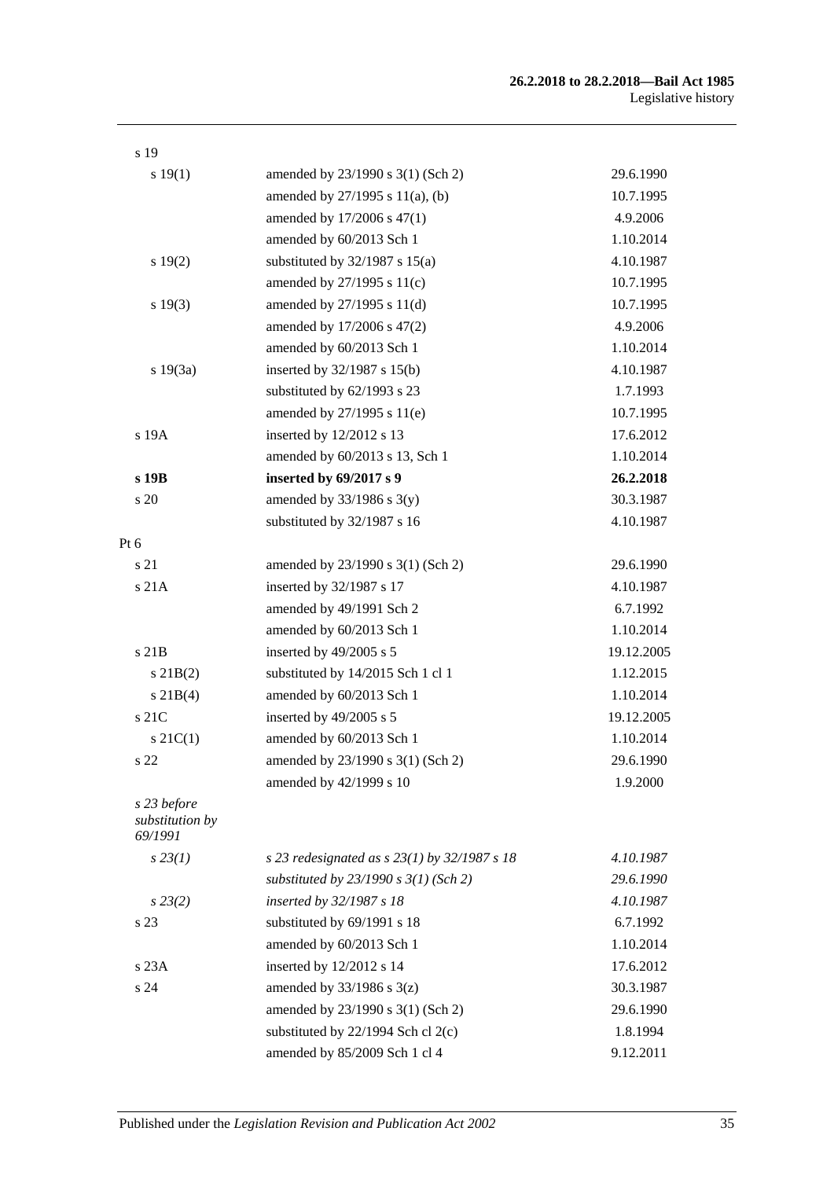| | | |
|---|---|---|
| s 19 | | |
| s 19(1) | amended by 23/1990 s 3(1) (Sch 2) | 29.6.1990 |
| | amended by 27/1995 s 11(a), (b) | 10.7.1995 |
| | amended by 17/2006 s 47(1) | 4.9.2006 |
| | amended by 60/2013 Sch 1 | 1.10.2014 |
| s 19(2) | substituted by 32/1987 s 15(a) | 4.10.1987 |
| | amended by 27/1995 s 11(c) | 10.7.1995 |
| s 19(3) | amended by 27/1995 s 11(d) | 10.7.1995 |
| | amended by 17/2006 s 47(2) | 4.9.2006 |
| | amended by 60/2013 Sch 1 | 1.10.2014 |
| s 19(3a) | inserted by 32/1987 s 15(b) | 4.10.1987 |
| | substituted by 62/1993 s 23 | 1.7.1993 |
| | amended by 27/1995 s 11(e) | 10.7.1995 |
| s 19A | inserted by 12/2012 s 13 | 17.6.2012 |
| | amended by 60/2013 s 13, Sch 1 | 1.10.2014 |
| **s 19B** | **inserted by 69/2017 s 9** | **26.2.2018** |
| s 20 | amended by 33/1986 s 3(y) | 30.3.1987 |
| | substituted by 32/1987 s 16 | 4.10.1987 |
| Pt 6 | | |
| s 21 | amended by 23/1990 s 3(1) (Sch 2) | 29.6.1990 |
| s 21A | inserted by 32/1987 s 17 | 4.10.1987 |
| | amended by 49/1991 Sch 2 | 6.7.1992 |
| | amended by 60/2013 Sch 1 | 1.10.2014 |
| s 21B | inserted by 49/2005 s 5 | 19.12.2005 |
| s 21B(2) | substituted by 14/2015 Sch 1 cl 1 | 1.12.2015 |
| s 21B(4) | amended by 60/2013 Sch 1 | 1.10.2014 |
| s 21C | inserted by 49/2005 s 5 | 19.12.2005 |
| s 21C(1) | amended by 60/2013 Sch 1 | 1.10.2014 |
| s 22 | amended by 23/1990 s 3(1) (Sch 2) | 29.6.1990 |
| | amended by 42/1999 s 10 | 1.9.2000 |
| *s 23 before substitution by 69/1991* | | |
| *s 23(1)* | *s 23 redesignated as s 23(1) by 32/1987 s 18* | *4.10.1987* |
| | *substituted by 23/1990 s 3(1) (Sch 2)* | *29.6.1990* |
| *s 23(2)* | *inserted by 32/1987 s 18* | *4.10.1987* |
| s 23 | substituted by 69/1991 s 18 | 6.7.1992 |
| | amended by 60/2013 Sch 1 | 1.10.2014 |
| s 23A | inserted by 12/2012 s 14 | 17.6.2012 |
| s 24 | amended by 33/1986 s 3(z) | 30.3.1987 |
| | amended by 23/1990 s 3(1) (Sch 2) | 29.6.1990 |
| | substituted by 22/1994 Sch cl 2(c) | 1.8.1994 |
| | amended by 85/2009 Sch 1 cl 4 | 9.12.2011 |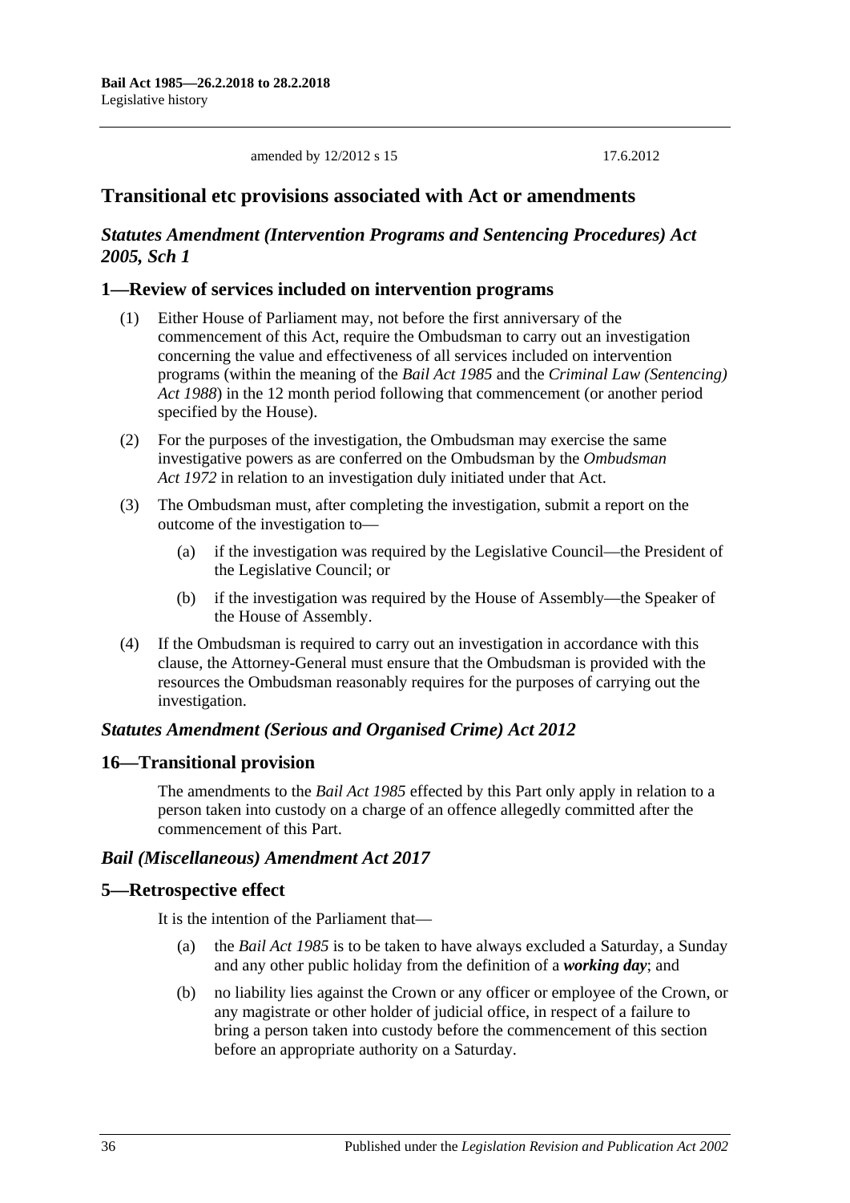amended by 12/2012 s 15 17.6.2012

## Transitional etc provisions associated with Act or amendments

### *Statutes Amendment (Intervention Programs and Sentencing Procedures) Act 2005, Sch 1*

### 1—Review of services included on intervention programs

(1) Either House of Parliament may, not before the first anniversary of the commencement of this Act, require the Ombudsman to carry out an investigation concerning the value and effectiveness of all services included on intervention programs (within the meaning of the *Bail Act 1985* and the *Criminal Law (Sentencing) Act 1988*) in the 12 month period following that commencement (or another period specified by the House).

(2) For the purposes of the investigation, the Ombudsman may exercise the same investigative powers as are conferred on the Ombudsman by the *Ombudsman Act 1972* in relation to an investigation duly initiated under that Act.

(3) The Ombudsman must, after completing the investigation, submit a report on the outcome of the investigation to—

(a) if the investigation was required by the Legislative Council—the President of the Legislative Council; or

(b) if the investigation was required by the House of Assembly—the Speaker of the House of Assembly.

(4) If the Ombudsman is required to carry out an investigation in accordance with this clause, the Attorney-General must ensure that the Ombudsman is provided with the resources the Ombudsman reasonably requires for the purposes of carrying out the investigation.

### *Statutes Amendment (Serious and Organised Crime) Act 2012*

### 16—Transitional provision

The amendments to the *Bail Act 1985* effected by this Part only apply in relation to a person taken into custody on a charge of an offence allegedly committed after the commencement of this Part.

### *Bail (Miscellaneous) Amendment Act 2017*

### 5—Retrospective effect

It is the intention of the Parliament that—

(a) the *Bail Act 1985* is to be taken to have always excluded a Saturday, a Sunday and any other public holiday from the definition of a ***working day***; and

(b) no liability lies against the Crown or any officer or employee of the Crown, or any magistrate or other holder of judicial office, in respect of a failure to bring a person taken into custody before the commencement of this section before an appropriate authority on a Saturday.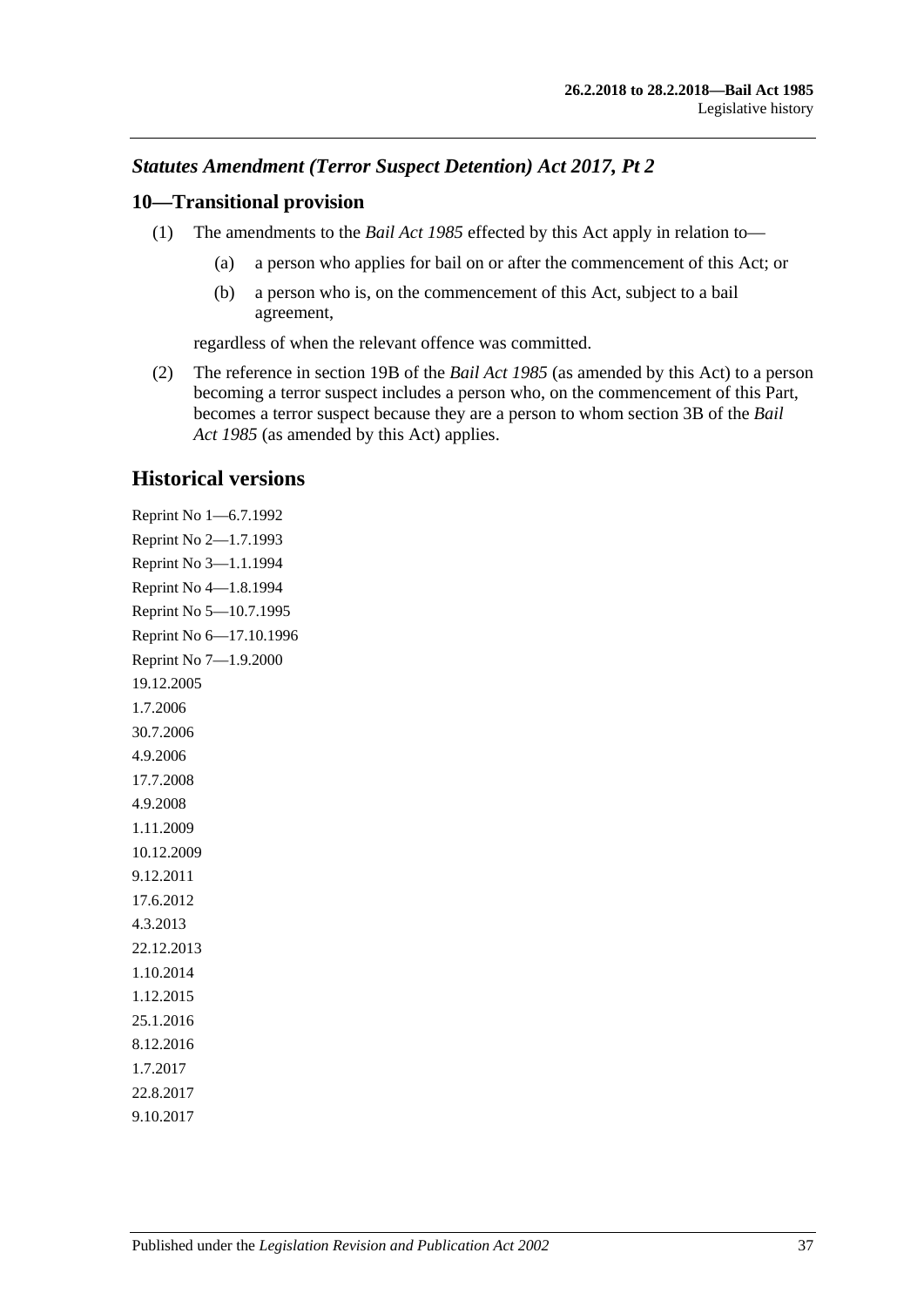### *Statutes Amendment (Terror Suspect Detention) Act 2017, Pt 2*

## 10—Transitional provision

(1) The amendments to the *Bail Act 1985* effected by this Act apply in relation to—

(a) a person who applies for bail on or after the commencement of this Act; or

(b) a person who is, on the commencement of this Act, subject to a bail agreement,

regardless of when the relevant offence was committed.

(2) The reference in section 19B of the *Bail Act 1985* (as amended by this Act) to a person becoming a terror suspect includes a person who, on the commencement of this Part, becomes a terror suspect because they are a person to whom section 3B of the *Bail Act 1985* (as amended by this Act) applies.

# Historical versions

Reprint No 1—6.7.1992

Reprint No 2—1.7.1993

Reprint No 3—1.1.1994

Reprint No 4—1.8.1994

Reprint No 5—10.7.1995

Reprint No 6—17.10.1996

Reprint No 7—1.9.2000

19.12.2005

1.7.2006

30.7.2006

4.9.2006

17.7.2008

4.9.2008

1.11.2009

10.12.2009

9.12.2011

17.6.2012

4.3.2013

22.12.2013

1.10.2014

1.12.2015

25.1.2016

8.12.2016

1.7.2017

22.8.2017

9.10.2017